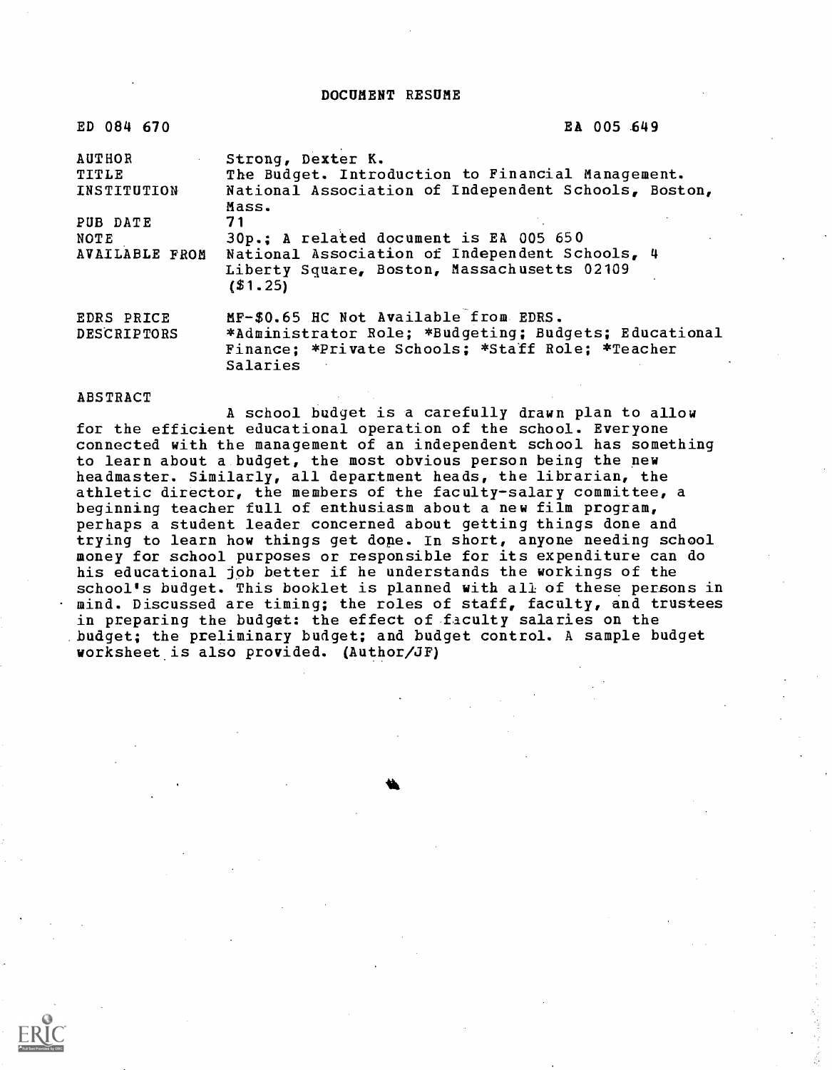# DOCUMENT RESUME

| | |
|---|---|
| ED 084 670 | EA 005 649 |
| AUTHOR | Strong, Dexter K. |
| TITLE | The Budget. Introduction to Financial Management. |
| INSTITUTION | National Association of Independent Schools, Boston, Mass. |
| PUB DATE | 71 |
| NOTE | 30p.; A related document is EA 005 650 |
| AVAILABLE FROM | National Association of Independent Schools, 4 Liberty Square, Boston, Massachusetts 02109 ($1.25) |
| EDRS PRICE | MF-$0.65 HC Not Available from EDRS. |
| DESCRIPTORS | *Administrator Role; *Budgeting; Budgets; Educational Finance; *Private Schools; *Staff Role; *Teacher Salaries |

ABSTRACT

A school budget is a carefully drawn plan to allow for the efficient educational operation of the school. Everyone connected with the management of an independent school has something to learn about a budget, the most obvious person being the new headmaster. Similarly, all department heads, the librarian, the athletic director, the members of the faculty-salary committee, a beginning teacher full of enthusiasm about a new film program, perhaps a student leader concerned about getting things done and trying to learn how things get done. In short, anyone needing school money for school purposes or responsible for its expenditure can do his educational job better if he understands the workings of the school's budget. This booklet is planned with all of these persons in mind. Discussed are timing; the roles of staff, faculty, and trustees in preparing the budget: the effect of faculty salaries on the budget; the preliminary budget; and budget control. A sample budget worksheet is also provided. (Author/JF)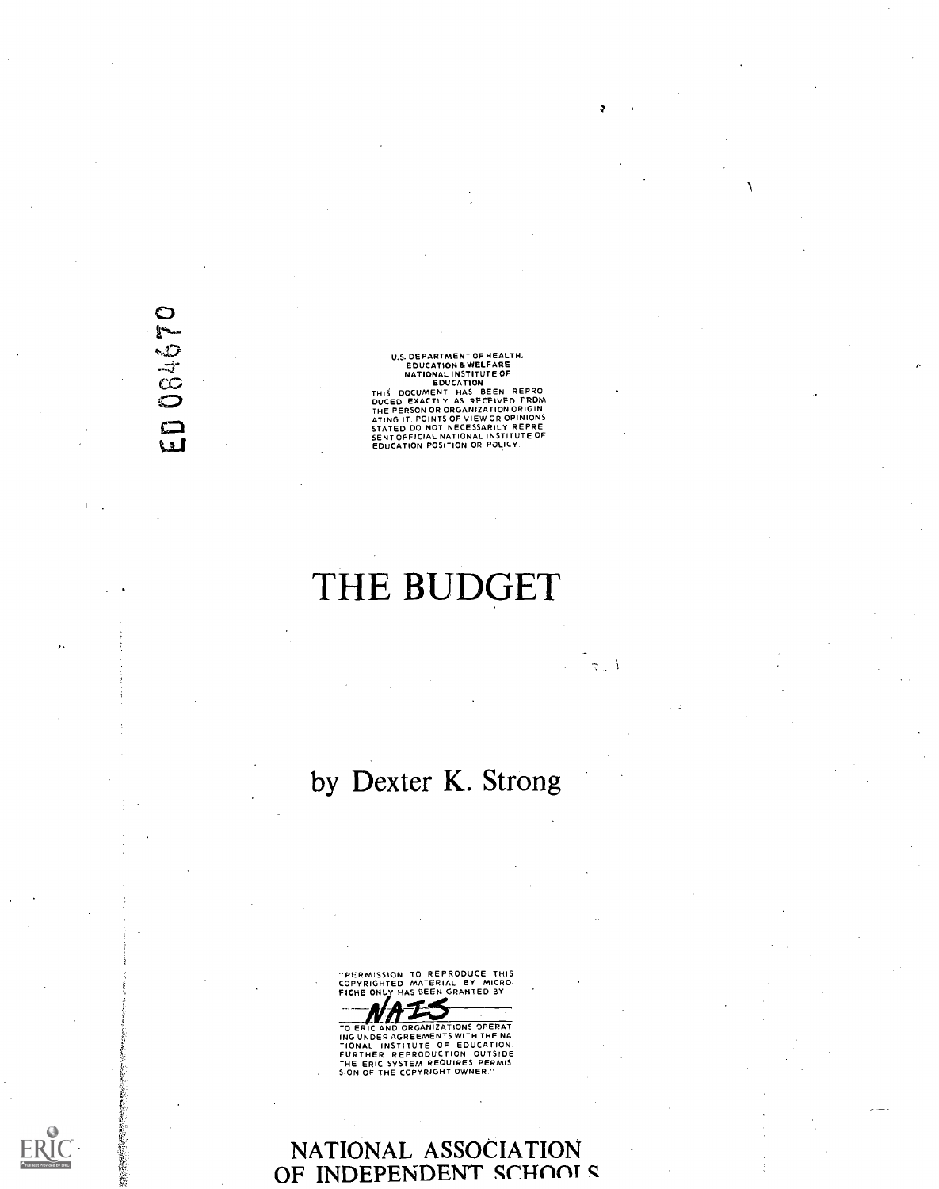ED 084670

U.S. DEPARTMENT OF HEALTH.
EDUCATION & WELFARE
NATIONAL INSTITUTE OF
EDUCATION
THIS DOCUMENT HAS BEEN REPRODUCED EXACTLY AS RECEIVED FROM THE PERSON OR ORGANIZATION ORIGINATING IT. POINTS OF VIEW OR OPINIONS STATED DO NOT NECESSARILY REPRESENT OFFICIAL NATIONAL INSTITUTE OF EDUCATION POSITION OR POLICY.

# THE BUDGET

## by Dexter K. Strong

"PERMISSION TO REPRODUCE THIS COPYRIGHTED MATERIAL BY MICROFICHE ONLY HAS BEEN GRANTED BY

NAIS

TO ERIC AND ORGANIZATIONS OPERATING UNDER AGREEMENTS WITH THE NATIONAL INSTITUTE OF EDUCATION. FURTHER REPRODUCTION OUTSIDE THE ERIC SYSTEM REQUIRES PERMISSION OF THE COPYRIGHT OWNER."

NATIONAL ASSOCIATION OF INDEPENDENT SCHOOLS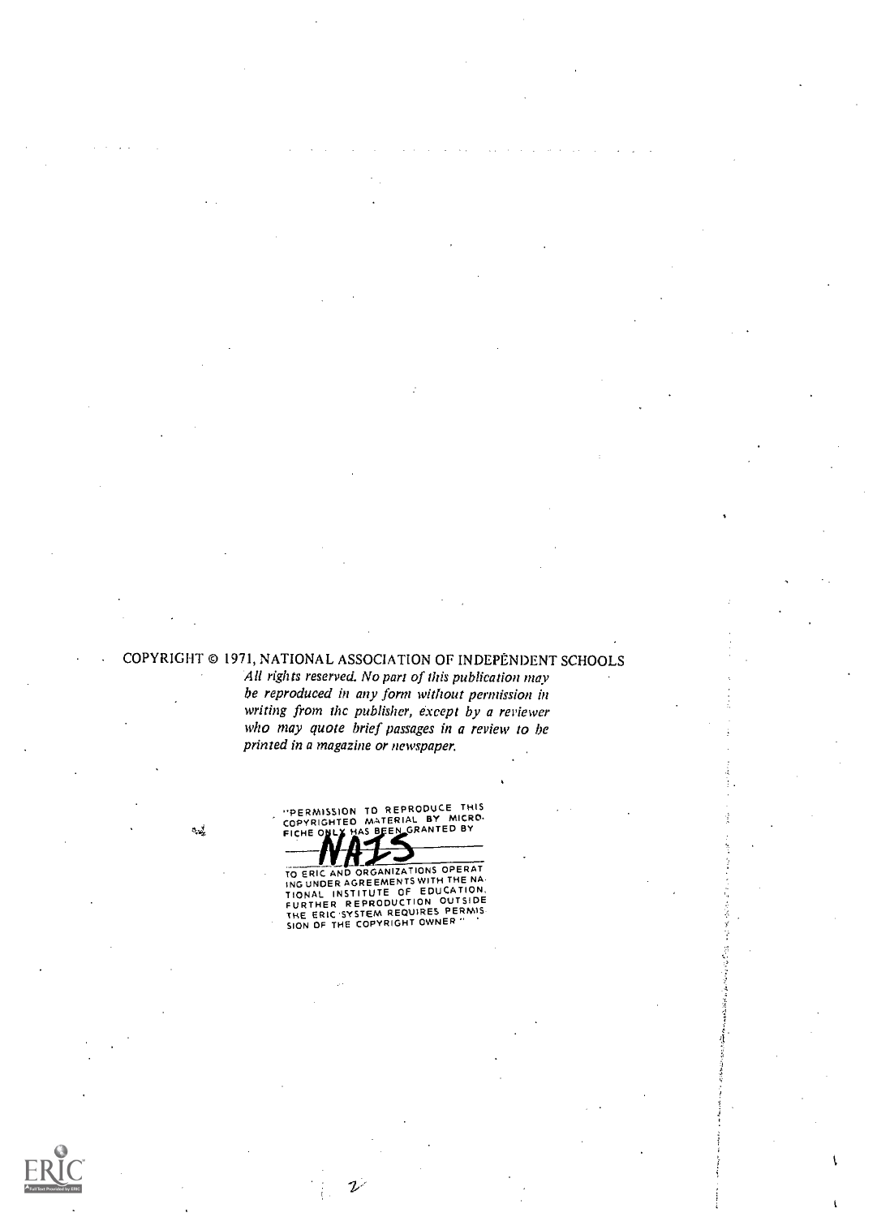COPYRIGHT © 1971, NATIONAL ASSOCIATION OF INDEPENDENT SCHOOLS

*All rights reserved. No part of this publication may be reproduced in any form without permission in writing from the publisher, except by a reviewer who may quote brief passages in a review to be printed in a magazine or newspaper.*

"PERMISSION TO REPRODUCE THIS COPYRIGHTED MATERIAL BY MICROFICHE ONLY HAS BEEN GRANTED BY

NAIS

TO ERIC AND ORGANIZATIONS OPERATING UNDER AGREEMENTS WITH THE NATIONAL INSTITUTE OF EDUCATION. FURTHER REPRODUCTION OUTSIDE THE ERIC SYSTEM REQUIRES PERMISSION OF THE COPYRIGHT OWNER"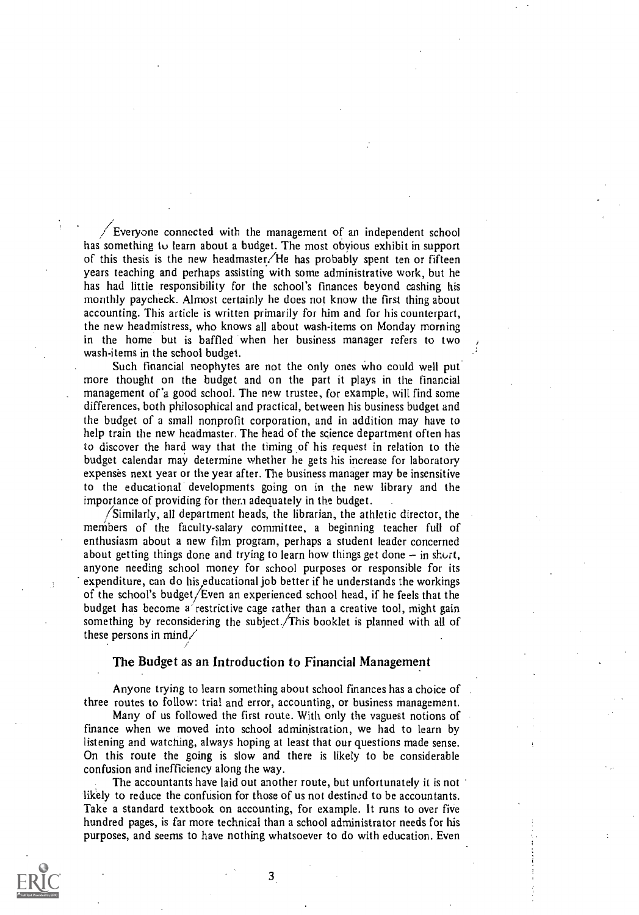Everyone connected with the management of an independent school has something to learn about a budget. The most obvious exhibit in support of this thesis is the new headmaster. He has probably spent ten or fifteen years teaching and perhaps assisting with some administrative work, but he has had little responsibility for the school's finances beyond cashing his monthly paycheck. Almost certainly he does not know the first thing about accounting. This article is written primarily for him and for his counterpart, the new headmistress, who knows all about wash-items on Monday morning in the home but is baffled when her business manager refers to two wash-items in the school budget.

Such financial neophytes are not the only ones who could well put more thought on the budget and on the part it plays in the financial management of a good school. The new trustee, for example, will find some differences, both philosophical and practical, between his business budget and the budget of a small nonprofit corporation, and in addition may have to help train the new headmaster. The head of the science department often has to discover the hard way that the timing of his request in relation to the budget calendar may determine whether he gets his increase for laboratory expenses next year or the year after. The business manager may be insensitive to the educational developments going on in the new library and the importance of providing for them adequately in the budget.

Similarly, all department heads, the librarian, the athletic director, the members of the faculty-salary committee, a beginning teacher full of enthusiasm about a new film program, perhaps a student leader concerned about getting things done and trying to learn how things get done – in short, anyone needing school money for school purposes or responsible for its expenditure, can do his educational job better if he understands the workings of the school's budget. Even an experienced school head, if he feels that the budget has become a restrictive cage rather than a creative tool, might gain something by reconsidering the subject. This booklet is planned with all of these persons in mind.

## The Budget as an Introduction to Financial Management

Anyone trying to learn something about school finances has a choice of three routes to follow: trial and error, accounting, or business management.

Many of us followed the first route. With only the vaguest notions of finance when we moved into school administration, we had to learn by listening and watching, always hoping at least that our questions made sense. On this route the going is slow and there is likely to be considerable confusion and inefficiency along the way.

The accountants have laid out another route, but unfortunately it is not likely to reduce the confusion for those of us not destined to be accountants. Take a standard textbook on accounting, for example. It runs to over five hundred pages, is far more technical than a school administrator needs for his purposes, and seems to have nothing whatsoever to do with education. Even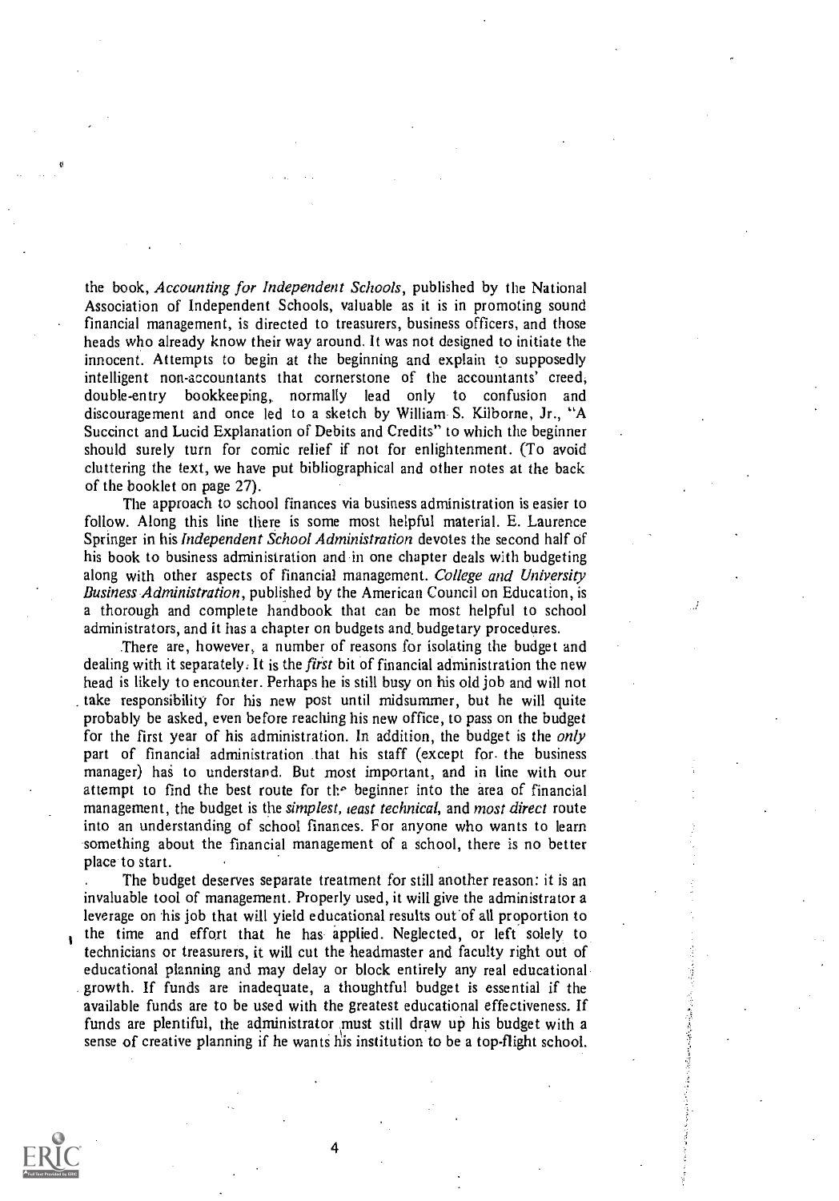the book, *Accounting for Independent Schools*, published by the National Association of Independent Schools, valuable as it is in promoting sound financial management, is directed to treasurers, business officers, and those heads who already know their way around. It was not designed to initiate the innocent. Attempts to begin at the beginning and explain to supposedly intelligent non-accountants that cornerstone of the accountants' creed, double-entry bookkeeping, normally lead only to confusion and discouragement and once led to a sketch by William S. Kilborne, Jr., "A Succinct and Lucid Explanation of Debits and Credits" to which the beginner should surely turn for comic relief if not for enlightenment. (To avoid cluttering the text, we have put bibliographical and other notes at the back of the booklet on page 27).

The approach to school finances via business administration is easier to follow. Along this line there is some most helpful material. E. Laurence Springer in his *Independent School Administration* devotes the second half of his book to business administration and in one chapter deals with budgeting along with other aspects of financial management. *College and University Business Administration*, published by the American Council on Education, is a thorough and complete handbook that can be most helpful to school administrators, and it has a chapter on budgets and budgetary procedures.

There are, however, a number of reasons for isolating the budget and dealing with it separately. It is the *first* bit of financial administration the new head is likely to encounter. Perhaps he is still busy on his old job and will not take responsibility for his new post until midsummer, but he will quite probably be asked, even before reaching his new office, to pass on the budget for the first year of his administration. In addition, the budget is the *only* part of financial administration that his staff (except for the business manager) has to understand. But most important, and in line with our attempt to find the best route for the beginner into the area of financial management, the budget is the *simplest, least technical*, and *most direct* route into an understanding of school finances. For anyone who wants to learn something about the financial management of a school, there is no better place to start.

The budget deserves separate treatment for still another reason: it is an invaluable tool of management. Properly used, it will give the administrator a leverage on his job that will yield educational results out of all proportion to the time and effort that he has applied. Neglected, or left solely to technicians or treasurers, it will cut the headmaster and faculty right out of educational planning and may delay or block entirely any real educational growth. If funds are inadequate, a thoughtful budget is essential if the available funds are to be used with the greatest educational effectiveness. If funds are plentiful, the administrator must still draw up his budget with a sense of creative planning if he wants his institution to be a top-flight school.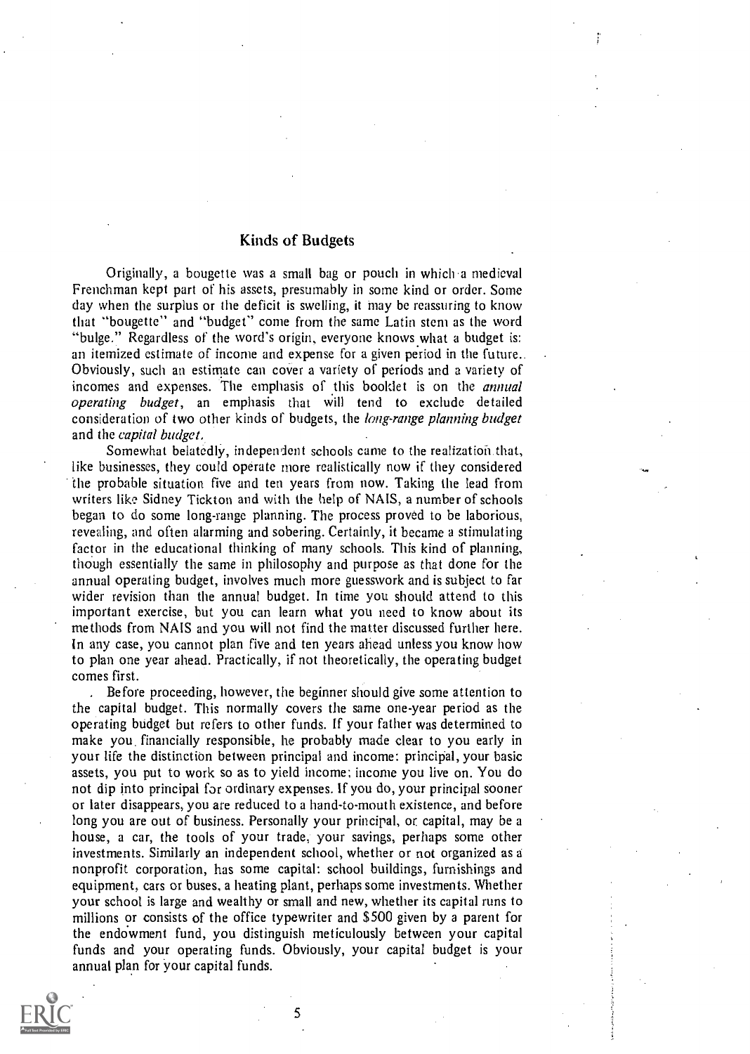## Kinds of Budgets

Originally, a bougette was a small bag or pouch in which a medieval Frenchman kept part of his assets, presumably in some kind or order. Some day when the surplus or the deficit is swelling, it may be reassuring to know that "bougette" and "budget" come from the same Latin stem as the word "bulge." Regardless of the word's origin, everyone knows what a budget is: an itemized estimate of income and expense for a given period in the future. Obviously, such an estimate can cover a variety of periods and a variety of incomes and expenses. The emphasis of this booklet is on the *annual operating budget*, an emphasis that will tend to exclude detailed consideration of two other kinds of budgets, the *long-range planning budget* and the *capital budget*.

Somewhat belatedly, independent schools came to the realization that, like businesses, they could operate more realistically now if they considered the probable situation five and ten years from now. Taking the lead from writers like Sidney Tickton and with the help of NAIS, a number of schools began to do some long-range planning. The process proved to be laborious, revealing, and often alarming and sobering. Certainly, it became a stimulating factor in the educational thinking of many schools. This kind of planning, though essentially the same in philosophy and purpose as that done for the annual operating budget, involves much more guesswork and is subject to far wider revision than the annual budget. In time you should attend to this important exercise, but you can learn what you need to know about its methods from NAIS and you will not find the matter discussed further here. In any case, you cannot plan five and ten years ahead unless you know how to plan one year ahead. Practically, if not theoretically, the operating budget comes first.

Before proceeding, however, the beginner should give some attention to the capital budget. This normally covers the same one-year period as the operating budget but refers to other funds. If your father was determined to make you financially responsible, he probably made clear to you early in your life the distinction between principal and income: principal, your basic assets, you put to work so as to yield income; income you live on. You do not dip into principal for ordinary expenses. If you do, your principal sooner or later disappears, you are reduced to a hand-to-mouth existence, and before long you are out of business. Personally your principal, or capital, may be a house, a car, the tools of your trade, your savings, perhaps some other investments. Similarly an independent school, whether or not organized as a nonprofit corporation, has some capital: school buildings, furnishings and equipment, cars or buses, a heating plant, perhaps some investments. Whether your school is large and wealthy or small and new, whether its capital runs to millions or consists of the office typewriter and $500 given by a parent for the endowment fund, you distinguish meticulously between your capital funds and your operating funds. Obviously, your capital budget is your annual plan for your capital funds.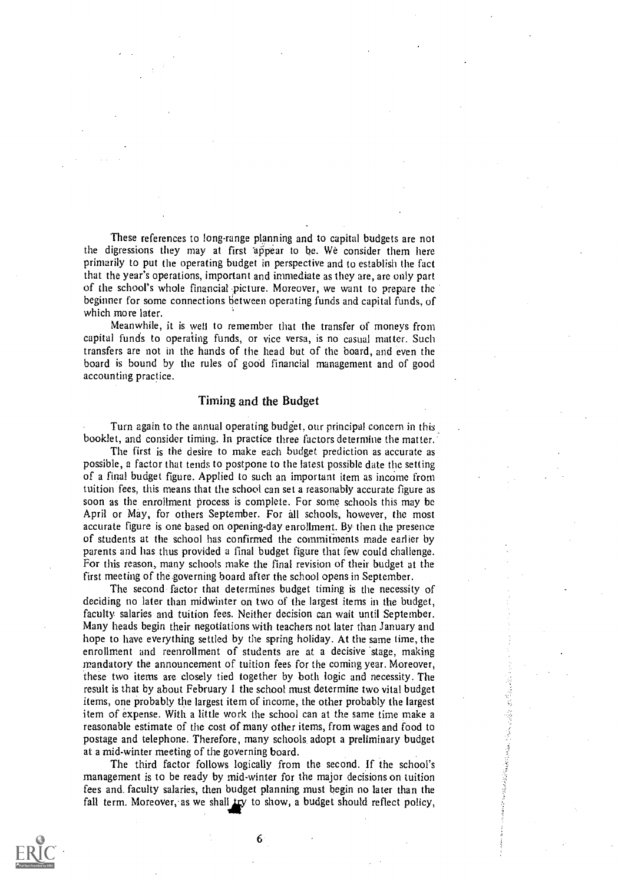These references to long-range planning and to capital budgets are not the digressions they may at first appear to be. We consider them here primarily to put the operating budget in perspective and to establish the fact that the year's operations, important and immediate as they are, are only part of the school's whole financial picture. Moreover, we want to prepare the beginner for some connections between operating funds and capital funds, of which more later.

Meanwhile, it is well to remember that the transfer of moneys from capital funds to operating funds, or vice versa, is no casual matter. Such transfers are not in the hands of the head but of the board, and even the board is bound by the rules of good financial management and of good accounting practice.

## Timing and the Budget

Turn again to the annual operating budget, our principal concern in this booklet, and consider timing. In practice three factors determine the matter.

The first is the desire to make each budget prediction as accurate as possible, a factor that tends to postpone to the latest possible date the setting of a final budget figure. Applied to such an important item as income from tuition fees, this means that the school can set a reasonably accurate figure as soon as the enrollment process is complete. For some schools this may be April or May, for others September. For all schools, however, the most accurate figure is one based on opening-day enrollment. By then the presence of students at the school has confirmed the commitments made earlier by parents and has thus provided a final budget figure that few could challenge. For this reason, many schools make the final revision of their budget at the first meeting of the governing board after the school opens in September.

The second factor that determines budget timing is the necessity of deciding no later than midwinter on two of the largest items in the budget, faculty salaries and tuition fees. Neither decision can wait until September. Many heads begin their negotiations with teachers not later than January and hope to have everything settled by the spring holiday. At the same time, the enrollment and reenrollment of students are at a decisive stage, making mandatory the announcement of tuition fees for the coming year. Moreover, these two items are closely tied together by both logic and necessity. The result is that by about February 1 the school must determine two vital budget items, one probably the largest item of income, the other probably the largest item of expense. With a little work the school can at the same time make a reasonable estimate of the cost of many other items, from wages and food to postage and telephone. Therefore, many schools adopt a preliminary budget at a mid-winter meeting of the governing board.

The third factor follows logically from the second. If the school's management is to be ready by mid-winter for the major decisions on tuition fees and faculty salaries, then budget planning must begin no later than the fall term. Moreover, as we shall try to show, a budget should reflect policy,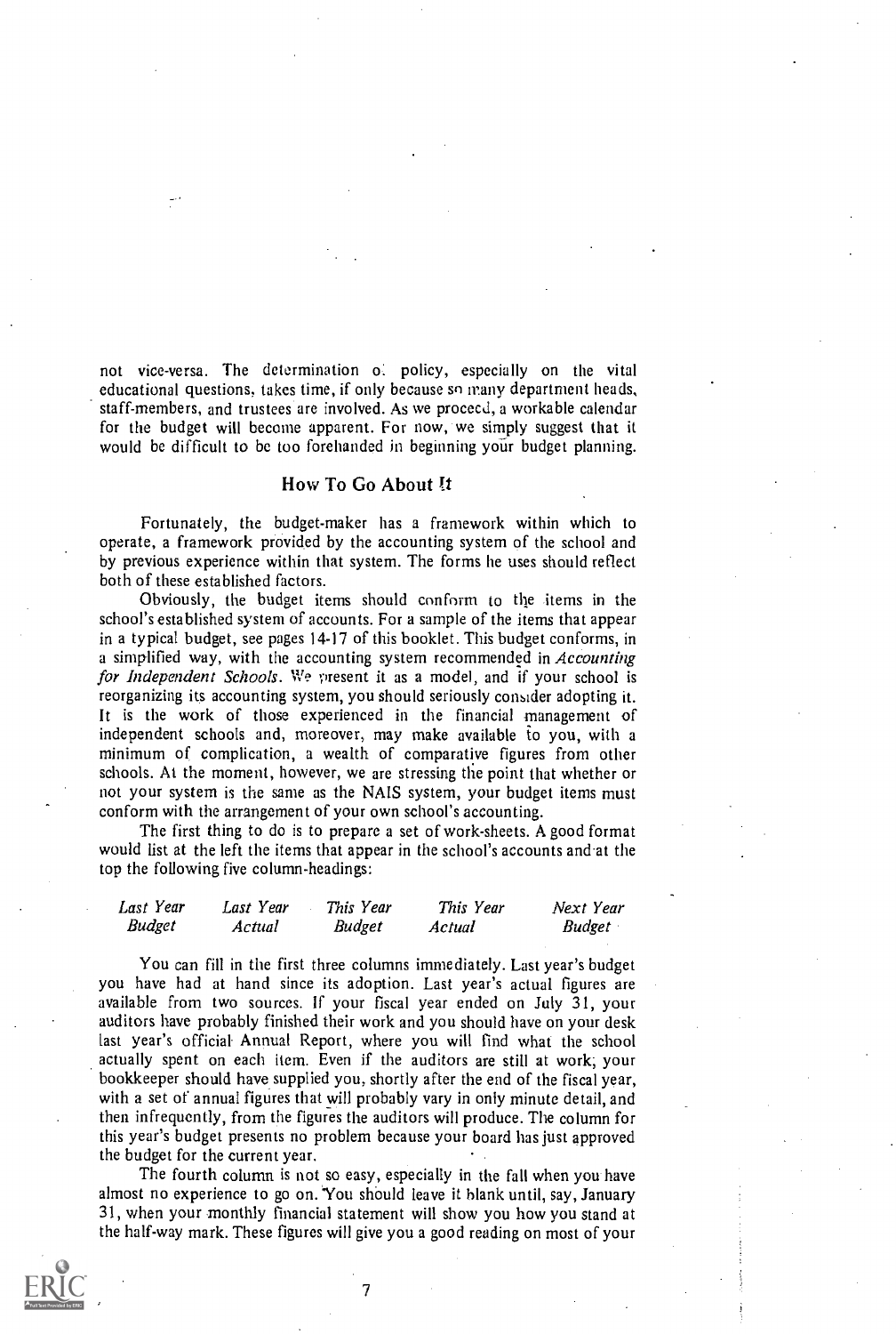not vice-versa. The determination of policy, especially on the vital educational questions, takes time, if only because so many department heads, staff-members, and trustees are involved. As we proceed, a workable calendar for the budget will become apparent. For now, we simply suggest that it would be difficult to be too forehanded in beginning your budget planning.

## How To Go About It

Fortunately, the budget-maker has a framework within which to operate, a framework provided by the accounting system of the school and by previous experience within that system. The forms he uses should reflect both of these established factors.

Obviously, the budget items should conform to the items in the school's established system of accounts. For a sample of the items that appear in a typical budget, see pages 14-17 of this booklet. This budget conforms, in a simplified way, with the accounting system recommended in *Accounting for Independent Schools*. We present it as a model, and if your school is reorganizing its accounting system, you should seriously consider adopting it. It is the work of those experienced in the financial management of independent schools and, moreover, may make available to you, with a minimum of complication, a wealth of comparative figures from other schools. At the moment, however, we are stressing the point that whether or not your system is the same as the NAIS system, your budget items must conform with the arrangement of your own school's accounting.

The first thing to do is to prepare a set of work-sheets. A good format would list at the left the items that appear in the school's accounts and at the top the following five column-headings:

| *Last Year Budget* | *Last Year Actual* | *This Year Budget* | *This Year Actual* | *Next Year Budget* |
|---|---|---|---|---|

You can fill in the first three columns immediately. Last year's budget you have had at hand since its adoption. Last year's actual figures are available from two sources. If your fiscal year ended on July 31, your auditors have probably finished their work and you should have on your desk last year's official Annual Report, where you will find what the school actually spent on each item. Even if the auditors are still at work, your bookkeeper should have supplied you, shortly after the end of the fiscal year, with a set of annual figures that will probably vary in only minute detail, and then infrequently, from the figures the auditors will produce. The column for this year's budget presents no problem because your board has just approved the budget for the current year.

The fourth column is not so easy, especially in the fall when you have almost no experience to go on. You should leave it blank until, say, January 31, when your monthly financial statement will show you how you stand at the half-way mark. These figures will give you a good reading on most of your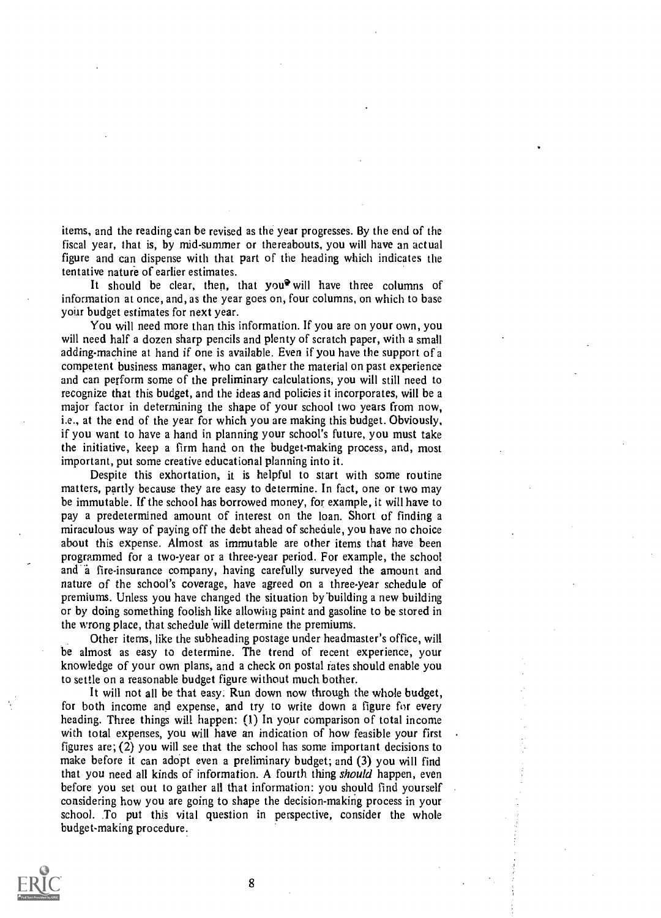items, and the reading can be revised as the year progresses. By the end of the fiscal year, that is, by mid-summer or thereabouts, you will have an actual figure and can dispense with that part of the heading which indicates the tentative nature of earlier estimates.

It should be clear, then, that you will have three columns of information at once, and, as the year goes on, four columns, on which to base your budget estimates for next year.

You will need more than this information. If you are on your own, you will need half a dozen sharp pencils and plenty of scratch paper, with a small adding-machine at hand if one is available. Even if you have the support of a competent business manager, who can gather the material on past experience and can perform some of the preliminary calculations, you will still need to recognize that this budget, and the ideas and policies it incorporates, will be a major factor in determining the shape of your school two years from now, i.e., at the end of the year for which you are making this budget. Obviously, if you want to have a hand in planning your school's future, you must take the initiative, keep a firm hand on the budget-making process, and, most important, put some creative educational planning into it.

Despite this exhortation, it is helpful to start with some routine matters, partly because they are easy to determine. In fact, one or two may be immutable. If the school has borrowed money, for example, it will have to pay a predetermined amount of interest on the loan. Short of finding a miraculous way of paying off the debt ahead of schedule, you have no choice about this expense. Almost as immutable are other items that have been programmed for a two-year or a three-year period. For example, the school and a fire-insurance company, having carefully surveyed the amount and nature of the school's coverage, have agreed on a three-year schedule of premiums. Unless you have changed the situation by building a new building or by doing something foolish like allowing paint and gasoline to be stored in the wrong place, that schedule will determine the premiums.

Other items, like the subheading postage under headmaster's office, will be almost as easy to determine. The trend of recent experience, your knowledge of your own plans, and a check on postal rates should enable you to settle on a reasonable budget figure without much bother.

It will not all be that easy. Run down now through the whole budget, for both income and expense, and try to write down a figure for every heading. Three things will happen: (1) In your comparison of total income with total expenses, you will have an indication of how feasible your first figures are; (2) you will see that the school has some important decisions to make before it can adopt even a preliminary budget; and (3) you will find that you need all kinds of information. A fourth thing *should* happen, even before you set out to gather all that information: you should find yourself considering how you are going to shape the decision-making process in your school. To put this vital question in perspective, consider the whole budget-making procedure.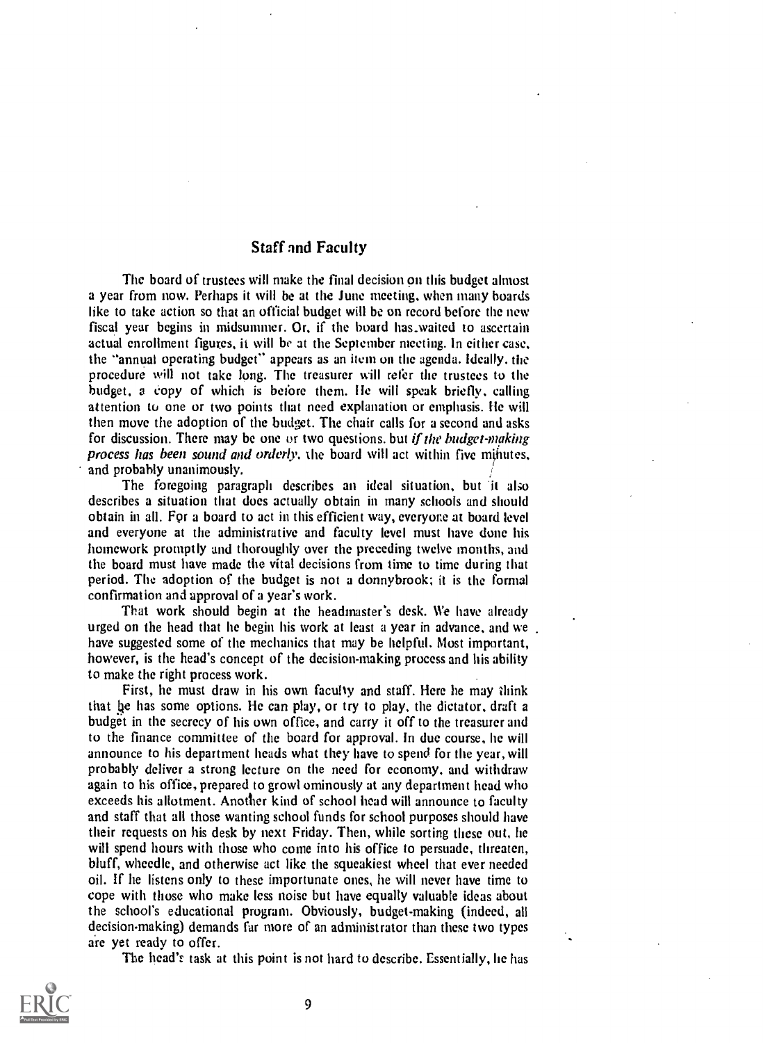## Staff and Faculty

The board of trustees will make the final decision on this budget almost a year from now. Perhaps it will be at the June meeting, when many boards like to take action so that an official budget will be on record before the new fiscal year begins in midsummer. Or, if the board has waited to ascertain actual enrollment figures, it will be at the September meeting. In either case, the "annual operating budget" appears as an item on the agenda. Ideally, the procedure will not take long. The treasurer will refer the trustees to the budget, a copy of which is before them. He will speak briefly, calling attention to one or two points that need explanation or emphasis. He will then move the adoption of the budget. The chair calls for a second and asks for discussion. There may be one or two questions, but *if the budget-making process has been sound and orderly*, the board will act within five minutes, and probably unanimously.

The foregoing paragraph describes an ideal situation, but it also describes a situation that does actually obtain in many schools and should obtain in all. For a board to act in this efficient way, everyone at board level and everyone at the administrative and faculty level must have done his homework promptly and thoroughly over the preceding twelve months, and the board must have made the vital decisions from time to time during that period. The adoption of the budget is not a donnybrook; it is the formal confirmation and approval of a year's work.

That work should begin at the headmaster's desk. We have already urged on the head that he begin his work at least a year in advance, and we have suggested some of the mechanics that may be helpful. Most important, however, is the head's concept of the decision-making process and his ability to make the right process work.

First, he must draw in his own faculty and staff. Here he may think that he has some options. He can play, or try to play, the dictator, draft a budget in the secrecy of his own office, and carry it off to the treasurer and to the finance committee of the board for approval. In due course, he will announce to his department heads what they have to spend for the year, will probably deliver a strong lecture on the need for economy, and withdraw again to his office, prepared to growl ominously at any department head who exceeds his allotment. Another kind of school head will announce to faculty and staff that all those wanting school funds for school purposes should have their requests on his desk by next Friday. Then, while sorting these out, he will spend hours with those who come into his office to persuade, threaten, bluff, wheedle, and otherwise act like the squeakiest wheel that ever needed oil. If he listens only to these importunate ones, he will never have time to cope with those who make less noise but have equally valuable ideas about the school's educational program. Obviously, budget-making (indeed, all decision-making) demands far more of an administrator than these two types are yet ready to offer.

The head's task at this point is not hard to describe. Essentially, he has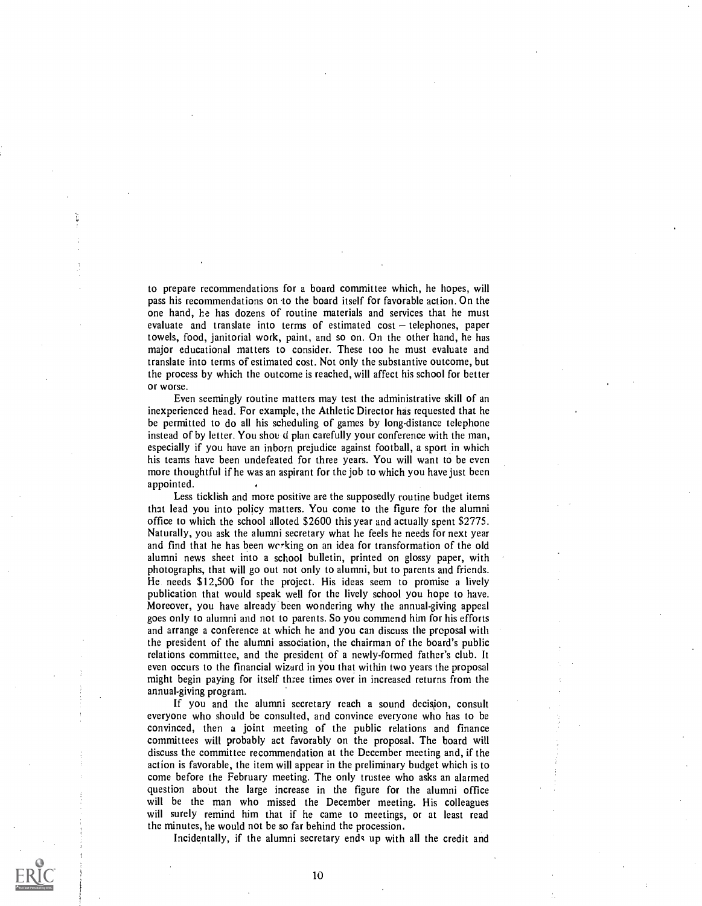to prepare recommendations for a board committee which, he hopes, will pass his recommendations on to the board itself for favorable action. On the one hand, he has dozens of routine materials and services that he must evaluate and translate into terms of estimated cost – telephones, paper towels, food, janitorial work, paint, and so on. On the other hand, he has major educational matters to consider. These too he must evaluate and translate into terms of estimated cost. Not only the substantive outcome, but the process by which the outcome is reached, will affect his school for better or worse.

Even seemingly routine matters may test the administrative skill of an inexperienced head. For example, the Athletic Director has requested that he be permitted to do all his scheduling of games by long-distance telephone instead of by letter. You should plan carefully your conference with the man, especially if you have an inborn prejudice against football, a sport in which his teams have been undefeated for three years. You will want to be even more thoughtful if he was an aspirant for the job to which you have just been appointed.

Less ticklish and more positive are the supposedly routine budget items that lead you into policy matters. You come to the figure for the alumni office to which the school alloted $2600 this year and actually spent $2775. Naturally, you ask the alumni secretary what he feels he needs for next year and find that he has been working on an idea for transformation of the old alumni news sheet into a school bulletin, printed on glossy paper, with photographs, that will go out not only to alumni, but to parents and friends. He needs $12,500 for the project. His ideas seem to promise a lively publication that would speak well for the lively school you hope to have. Moreover, you have already been wondering why the annual-giving appeal goes only to alumni and not to parents. So you commend him for his efforts and arrange a conference at which he and you can discuss the proposal with the president of the alumni association, the chairman of the board's public relations committee, and the president of a newly-formed father's club. It even occurs to the financial wizard in you that within two years the proposal might begin paying for itself three times over in increased returns from the annual-giving program.

If you and the alumni secretary reach a sound decision, consult everyone who should be consulted, and convince everyone who has to be convinced, then a joint meeting of the public relations and finance committees will probably act favorably on the proposal. The board will discuss the committee recommendation at the December meeting and, if the action is favorable, the item will appear in the preliminary budget which is to come before the February meeting. The only trustee who asks an alarmed question about the large increase in the figure for the alumni office will be the man who missed the December meeting. His colleagues will surely remind him that if he came to meetings, or at least read the minutes, he would not be so far behind the procession.

Incidentally, if the alumni secretary ends up with all the credit and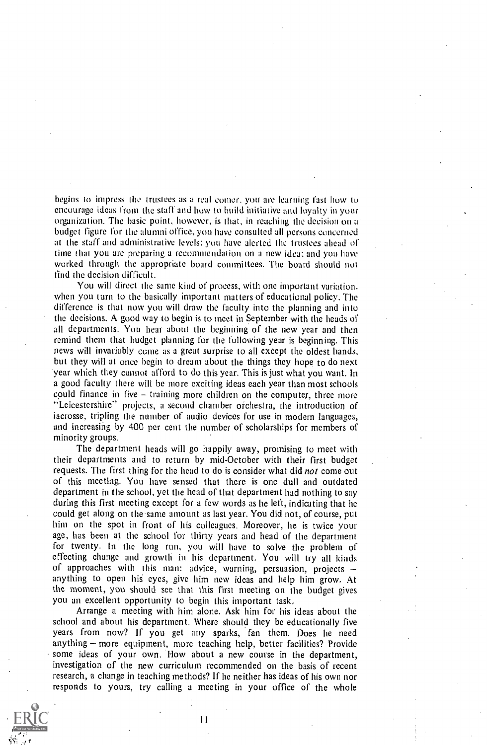begins to impress the trustees as a real comer, you are learning fast how to encourage ideas from the staff and how to build initiative and loyalty in your organization. The basic point, however, is that, in reaching the decision on a budget figure for the alumni office, you have consulted all persons concerned at the staff and administrative levels; you have alerted the trustees ahead of time that you are preparing a recommendation on a new idea; and you have worked through the appropriate board committees. The board should not find the decision difficult.

You will direct the same kind of process, with one important variation, when you turn to the basically important matters of educational policy. The difference is that now you will draw the faculty into the planning and into the decisions. A good way to begin is to meet in September with the heads of all departments. You hear about the beginning of the new year and then remind them that budget planning for the following year is beginning. This news will invariably come as a great surprise to all except the oldest hands, but they will at once begin to dream about the things they hope to do next year which they cannot afford to do this year. This is just what you want. In a good faculty there will be more exciting ideas each year than most schools could finance in five – training more children on the computer, three more "Leicestershire" projects, a second chamber orchestra, the introduction of lacrosse, tripling the number of audio devices for use in modern languages, and increasing by 400 per cent the number of scholarships for members of minority groups.

The department heads will go happily away, promising to meet with their departments and to return by mid-October with their first budget requests. The first thing for the head to do is consider what did *not* come out of this meeting. You have sensed that there is one dull and outdated department in the school, yet the head of that department had nothing to say during this first meeting except for a few words as he left, indicating that he could get along on the same amount as last year. You did not, of course, put him on the spot in front of his colleagues. Moreover, he is twice your age, has been at the school for thirty years and head of the department for twenty. In the long run, you will have to solve the problem of effecting change and growth in his department. You will try all kinds of approaches with this man: advice, warning, persuasion, projects – anything to open his eyes, give him new ideas and help him grow. At the moment, you should see that this first meeting on the budget gives you an excellent opportunity to begin this important task.

Arrange a meeting with him alone. Ask him for his ideas about the school and about his department. Where should they be educationally five years from now? If you get any sparks, fan them. Does he need anything – more equipment, more teaching help, better facilities? Provide some ideas of your own. How about a new course in the department, investigation of the new curriculum recommended on the basis of recent research, a change in teaching methods? If he neither has ideas of his own nor responds to yours, try calling a meeting in your office of the whole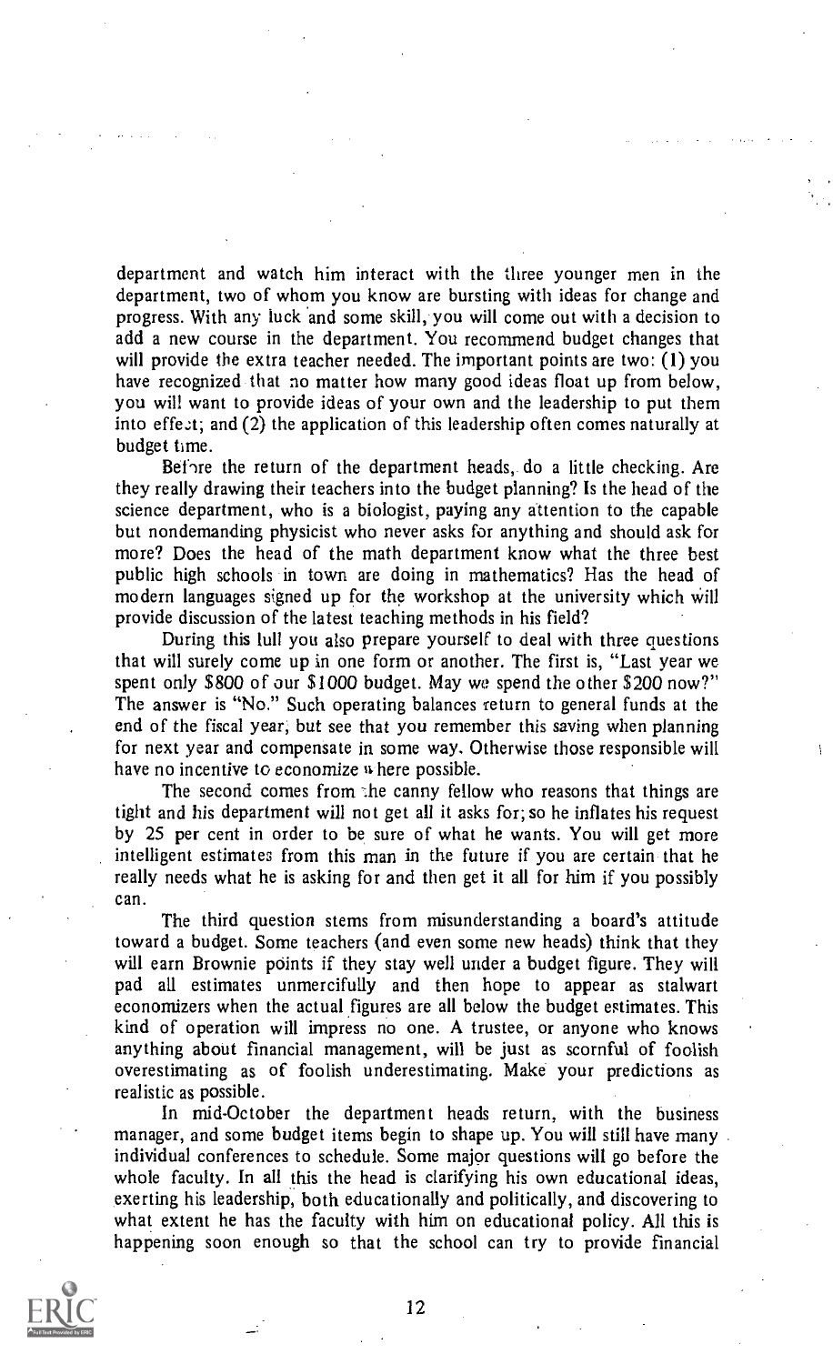department and watch him interact with the three younger men in the department, two of whom you know are bursting with ideas for change and progress. With any luck and some skill, you will come out with a decision to add a new course in the department. You recommend budget changes that will provide the extra teacher needed. The important points are two: (1) you have recognized that no matter how many good ideas float up from below, you will want to provide ideas of your own and the leadership to put them into effect; and (2) the application of this leadership often comes naturally at budget time.

Before the return of the department heads, do a little checking. Are they really drawing their teachers into the budget planning? Is the head of the science department, who is a biologist, paying any attention to the capable but nondemanding physicist who never asks for anything and should ask for more? Does the head of the math department know what the three best public high schools in town are doing in mathematics? Has the head of modern languages signed up for the workshop at the university which will provide discussion of the latest teaching methods in his field?

During this lull you also prepare yourself to deal with three questions that will surely come up in one form or another. The first is, "Last year we spent only $800 of our $1000 budget. May we spend the other $200 now?" The answer is "No." Such operating balances return to general funds at the end of the fiscal year, but see that you remember this saving when planning for next year and compensate in some way. Otherwise those responsible will have no incentive to economize where possible.

The second comes from the canny fellow who reasons that things are tight and his department will not get all it asks for; so he inflates his request by 25 per cent in order to be sure of what he wants. You will get more intelligent estimates from this man in the future if you are certain that he really needs what he is asking for and then get it all for him if you possibly can.

The third question stems from misunderstanding a board's attitude toward a budget. Some teachers (and even some new heads) think that they will earn Brownie points if they stay well under a budget figure. They will pad all estimates unmercifully and then hope to appear as stalwart economizers when the actual figures are all below the budget estimates. This kind of operation will impress no one. A trustee, or anyone who knows anything about financial management, will be just as scornful of foolish overestimating as of foolish underestimating. Make your predictions as realistic as possible.

In mid-October the department heads return, with the business manager, and some budget items begin to shape up. You will still have many individual conferences to schedule. Some major questions will go before the whole faculty. In all this the head is clarifying his own educational ideas, exerting his leadership, both educationally and politically, and discovering to what extent he has the faculty with him on educational policy. All this is happening soon enough so that the school can try to provide financial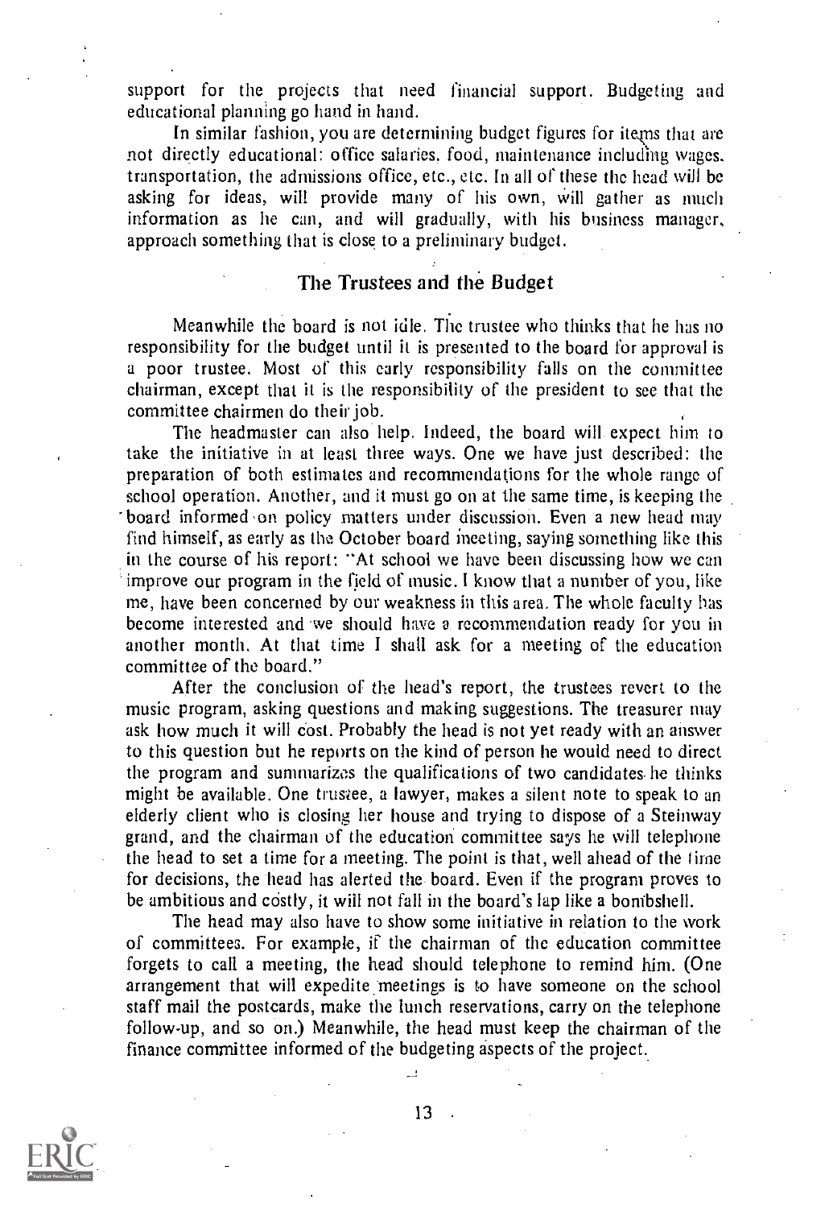support for the projects that need financial support. Budgeting and educational planning go hand in hand.

In similar fashion, you are determining budget figures for items that are not directly educational: office salaries, food, maintenance including wages, transportation, the admissions office, etc., etc. In all of these the head will be asking for ideas, will provide many of his own, will gather as much information as he can, and will gradually, with his business manager, approach something that is close to a preliminary budget.

## The Trustees and the Budget

Meanwhile the board is not idle. The trustee who thinks that he has no responsibility for the budget until it is presented to the board for approval is a poor trustee. Most of this early responsibility falls on the committee chairman, except that it is the responsibility of the president to see that the committee chairmen do their job.

The headmaster can also help. Indeed, the board will expect him to take the initiative in at least three ways. One we have just described: the preparation of both estimates and recommendations for the whole range of school operation. Another, and it must go on at the same time, is keeping the board informed on policy matters under discussion. Even a new head may find himself, as early as the October board meeting, saying something like this in the course of his report: "At school we have been discussing how we can improve our program in the field of music. I know that a number of you, like me, have been concerned by our weakness in this area. The whole faculty has become interested and we should have a recommendation ready for you in another month. At that time I shall ask for a meeting of the education committee of the board."

After the conclusion of the head's report, the trustees revert to the music program, asking questions and making suggestions. The treasurer may ask how much it will cost. Probably the head is not yet ready with an answer to this question but he reports on the kind of person he would need to direct the program and summarizes the qualifications of two candidates he thinks might be available. One trustee, a lawyer, makes a silent note to speak to an elderly client who is closing her house and trying to dispose of a Steinway grand, and the chairman of the education committee says he will telephone the head to set a time for a meeting. The point is that, well ahead of the time for decisions, the head has alerted the board. Even if the program proves to be ambitious and costly, it will not fall in the board's lap like a bombshell.

The head may also have to show some initiative in relation to the work of committees. For example, if the chairman of the education committee forgets to call a meeting, the head should telephone to remind him. (One arrangement that will expedite meetings is to have someone on the school staff mail the postcards, make the lunch reservations, carry on the telephone follow-up, and so on.) Meanwhile, the head must keep the chairman of the finance committee informed of the budgeting aspects of the project.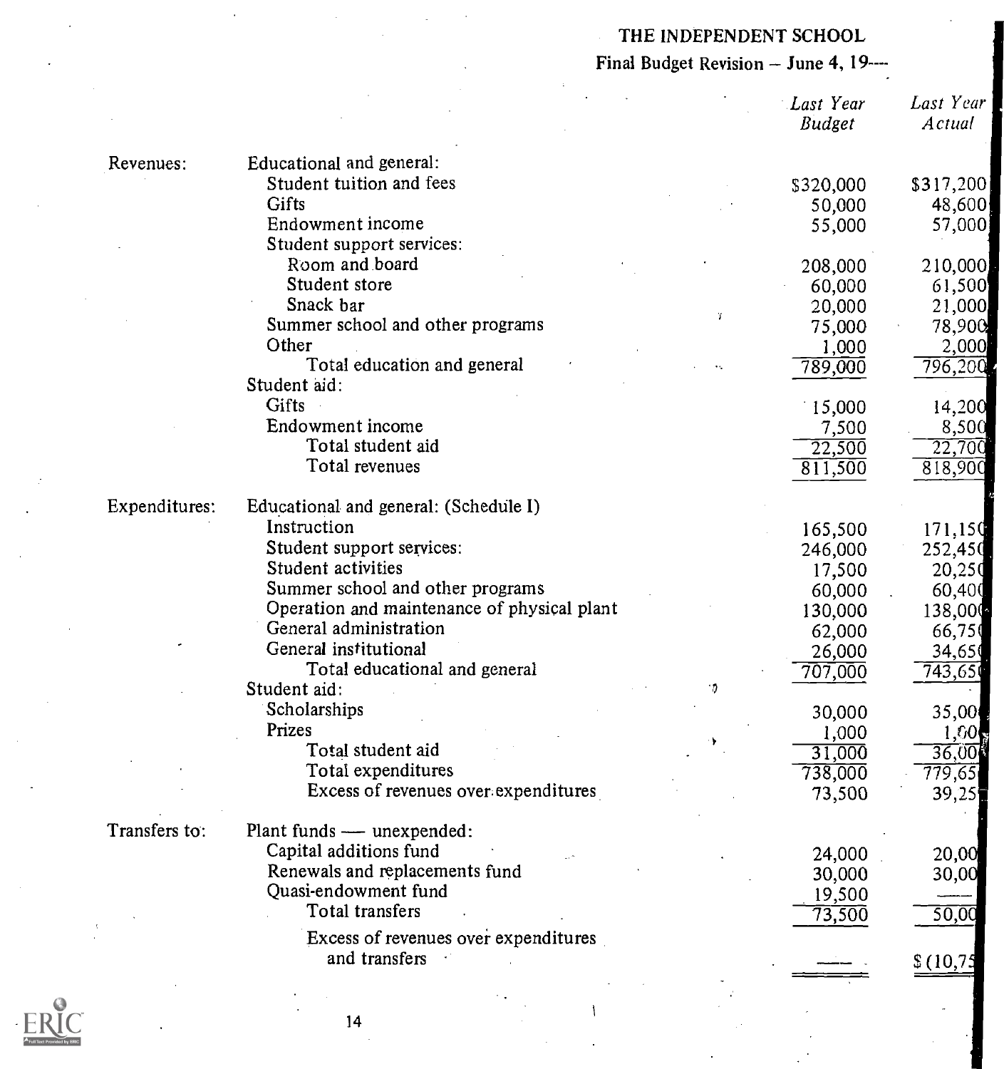# THE INDEPENDENT SCHOOL

Final Budget Revision – June 4, 19----

| | | Last Year Budget | Last Year Actual |
|---|---|---|---|
| Revenues: | Educational and general: | | |
| | Student tuition and fees | $320,000 | $317,200 |
| | Gifts | 50,000 | 48,600 |
| | Endowment income | 55,000 | 57,000 |
| | Student support services: | | |
| | Room and board | 208,000 | 210,000 |
| | Student store | 60,000 | 61,500 |
| | Snack bar | 20,000 | 21,000 |
| | Summer school and other programs | 75,000 | 78,900 |
| | Other | 1,000 | 2,000 |
| | Total education and general | 789,000 | 796,200 |
| | Student aid: | | |
| | Gifts | 15,000 | 14,200 |
| | Endowment income | 7,500 | 8,500 |
| | Total student aid | 22,500 | 22,700 |
| | Total revenues | 811,500 | 818,900 |
| Expenditures: | Educational and general: (Schedule I) | | |
| | Instruction | 165,500 | 171,150 |
| | Student support services: | 246,000 | 252,450 |
| | Student activities | 17,500 | 20,250 |
| | Summer school and other programs | 60,000 | 60,400 |
| | Operation and maintenance of physical plant | 130,000 | 138,000 |
| | General administration | 62,000 | 66,750 |
| | General institutional | 26,000 | 34,650 |
| | Total educational and general | 707,000 | 743,650 |
| | Student aid: | | |
| | Scholarships | 30,000 | 35,000 |
| | Prizes | 1,000 | 1,000 |
| | Total student aid | 31,000 | 36,000 |
| | Total expenditures | 738,000 | 779,650 |
| | Excess of revenues over expenditures | 73,500 | 39,250 |
| Transfers to: | Plant funds — unexpended: | | |
| | Capital additions fund | 24,000 | 20,000 |
| | Renewals and replacements fund | 30,000 | 30,000 |
| | Quasi-endowment fund | 19,500 | —— |
| | Total transfers | 73,500 | 50,000 |
| | Excess of revenues over expenditures and transfers | —— | $(10,750) |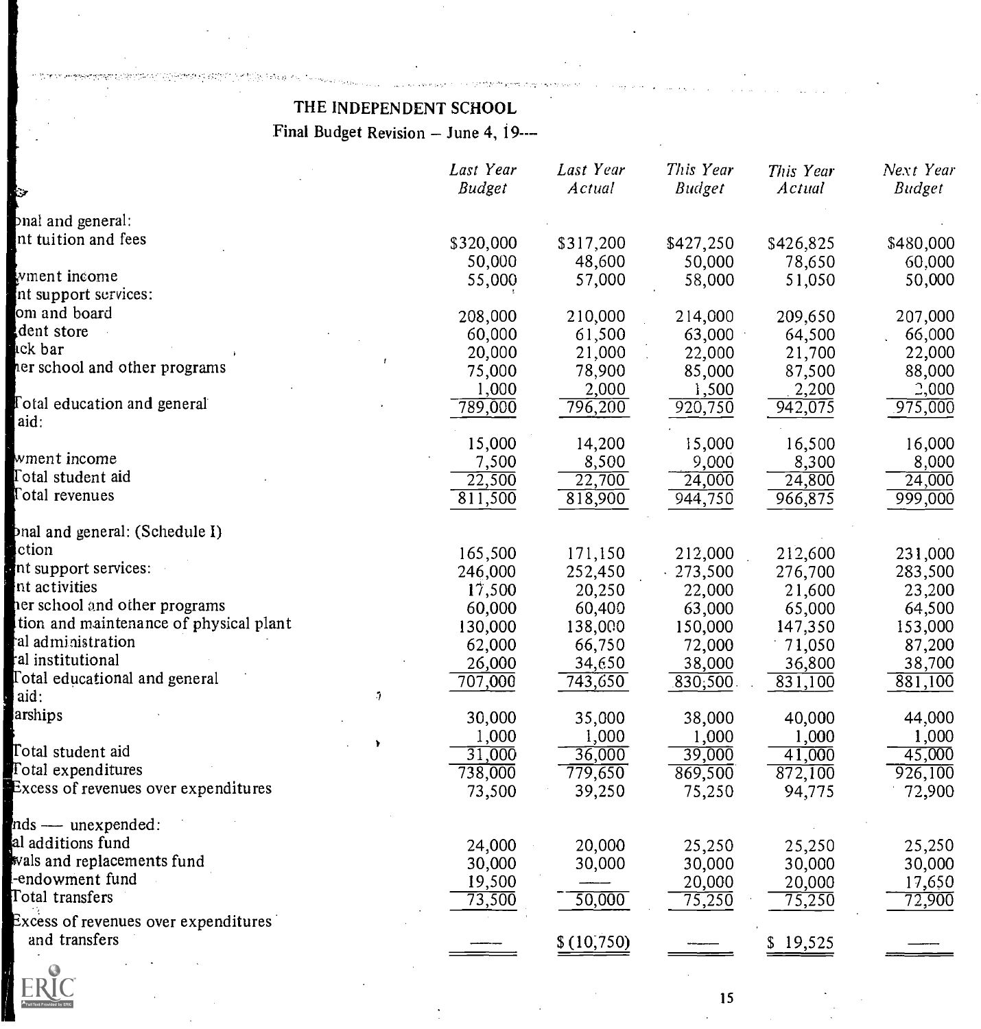# THE INDEPENDENT SCHOOL

Final Budget Revision – June 4, 19---

| | *Last Year Budget* | *Last Year Actual* | *This Year Budget* | *This Year Actual* | *Next Year Budget* |
|---|---|---|---|---|---|
| onal and general: | | | | | |
| nt tuition and fees | $320,000 | $317,200 | $427,250 | $426,825 | $480,000 |
| | 50,000 | 48,600 | 50,000 | 78,650 | 60,000 |
| wment income | 55,000 | 57,000 | 58,000 | 51,050 | 50,000 |
| nt support services: | | | | | |
| om and board | 208,000 | 210,000 | 214,000 | 209,650 | 207,000 |
| dent store | 60,000 | 61,500 | 63,000 | 64,500 | 66,000 |
| ck bar | 20,000 | 21,000 | 22,000 | 21,700 | 22,000 |
| er school and other programs | 75,000 | 78,900 | 85,000 | 87,500 | 88,000 |
| | 1,000 | 2,000 | 1,500 | 2,200 | 2,000 |
| Total education and general | 789,000 | 796,200 | 920,750 | 942,075 | 975,000 |
| aid: | | | | | |
| | 15,000 | 14,200 | 15,000 | 16,500 | 16,000 |
| wment income | 7,500 | 8,500 | 9,000 | 8,300 | 8,000 |
| Total student aid | 22,500 | 22,700 | 24,000 | 24,800 | 24,000 |
| Total revenues | 811,500 | 818,900 | 944,750 | 966,875 | 999,000 |
| onal and general: (Schedule I) | | | | | |
| ction | 165,500 | 171,150 | 212,000 | 212,600 | 231,000 |
| nt support services: | 246,000 | 252,450 | 273,500 | 276,700 | 283,500 |
| nt activities | 17,500 | 20,250 | 22,000 | 21,600 | 23,200 |
| er school and other programs | 60,000 | 60,400 | 63,000 | 65,000 | 64,500 |
| tion and maintenance of physical plant | 130,000 | 138,000 | 150,000 | 147,350 | 153,000 |
| al administration | 62,000 | 66,750 | 72,000 | 71,050 | 87,200 |
| al institutional | 26,000 | 34,650 | 38,000 | 36,800 | 38,700 |
| Total educational and general | 707,000 | 743,650 | 830,500 | 831,100 | 881,100 |
| aid: | | | | | |
| arships | 30,000 | 35,000 | 38,000 | 40,000 | 44,000 |
| | 1,000 | 1,000 | 1,000 | 1,000 | 1,000 |
| Total student aid | 31,000 | 36,000 | 39,000 | 41,000 | 45,000 |
| Total expenditures | 738,000 | 779,650 | 869,500 | 872,100 | 926,100 |
| Excess of revenues over expenditures | 73,500 | 39,250 | 75,250 | 94,775 | 72,900 |
| nds — unexpended: | | | | | |
| al additions fund | 24,000 | 20,000 | 25,250 | 25,250 | 25,250 |
| wals and replacements fund | 30,000 | 30,000 | 30,000 | 30,000 | 30,000 |
| -endowment fund | 19,500 | —— | 20,000 | 20,000 | 17,650 |
| Total transfers | 73,500 | 50,000 | 75,250 | 75,250 | 72,900 |
| Excess of revenues over expenditures and transfers | —— | $ (10,750) | —— | $ 19,525 | —— |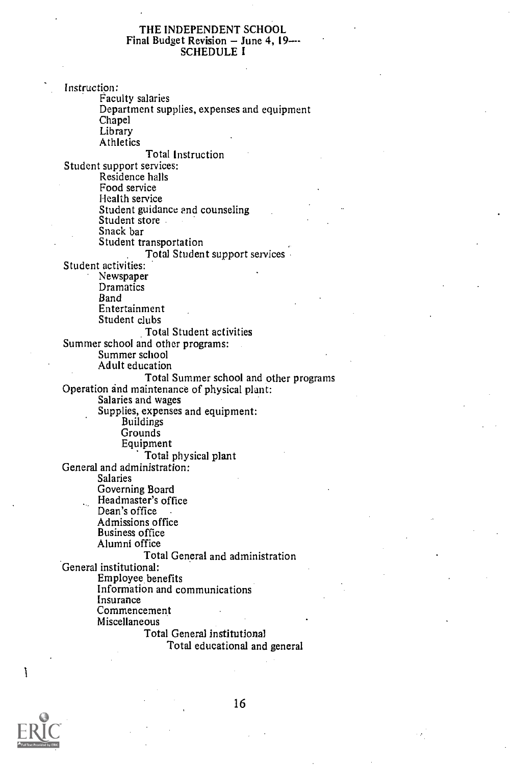# THE INDEPENDENT SCHOOL
## Final Budget Revision – June 4, 19---
## SCHEDULE I

Instruction:
- Faculty salaries
- Department supplies, expenses and equipment
- Chapel
- Library
- Athletics

    Total Instruction

Student support services:
- Residence halls
- Food service
- Health service
- Student guidance and counseling
- Student store
- Snack bar
- Student transportation

    Total Student support services

Student activities:
- Newspaper
- Dramatics
- Band
- Entertainment
- Student clubs

    Total Student activities

Summer school and other programs:
- Summer school
- Adult education

    Total Summer school and other programs

Operation and maintenance of physical plant:
- Salaries and wages
- Supplies, expenses and equipment:
    - Buildings
    - Grounds
    - Equipment

    Total physical plant

General and administration:
- Salaries
- Governing Board
- Headmaster's office
- Dean's office
- Admissions office
- Business office
- Alumni office

    Total General and administration

General institutional:
- Employee benefits
- Information and communications
- Insurance
- Commencement
- Miscellaneous

    Total General institutional

        Total educational and general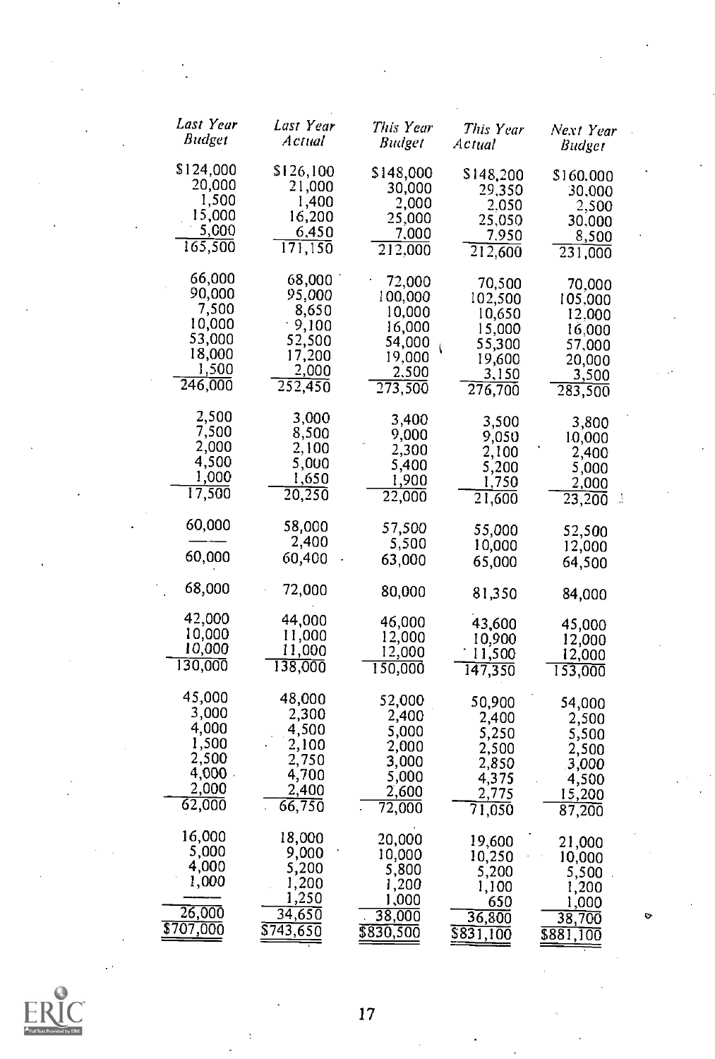| *Last Year Budget* | *Last Year Actual* | *This Year Budget* | *This Year Actual* | *Next Year Budget* |
|---|---|---|---|---|
| $124,000 | $126,100 | $148,000 | $148,200 | $160,000 |
| 20,000 | 21,000 | 30,000 | 29,350 | 30,000 |
| 1,500 | 1,400 | 2,000 | 2,050 | 2,500 |
| 15,000 | 16,200 | 25,000 | 25,050 | 30,000 |
| 5,000 | 6,450 | 7,000 | 7,950 | 8,500 |
| 165,500 | 171,150 | 212,000 | 212,600 | 231,000 |
| 66,000 | 68,000 | 72,000 | 70,500 | 70,000 |
| 90,000 | 95,000 | 100,000 | 102,500 | 105,000 |
| 7,500 | 8,650 | 10,000 | 10,650 | 12,000 |
| 10,000 | 9,100 | 16,000 | 15,000 | 16,000 |
| 53,000 | 52,500 | 54,000 | 55,300 | 57,000 |
| 18,000 | 17,200 | 19,000 | 19,600 | 20,000 |
| 1,500 | 2,000 | 2,500 | 3,150 | 3,500 |
| 246,000 | 252,450 | 273,500 | 276,700 | 283,500 |
| 2,500 | 3,000 | 3,400 | 3,500 | 3,800 |
| 7,500 | 8,500 | 9,000 | 9,050 | 10,000 |
| 2,000 | 2,100 | 2,300 | 2,100 | 2,400 |
| 4,500 | 5,000 | 5,400 | 5,200 | 5,000 |
| 1,000 | 1,650 | 1,900 | 1,750 | 2,000 |
| 17,500 | 20,250 | 22,000 | 21,600 | 23,200 |
| 60,000 | 58,000 | 57,500 | 55,000 | 52,500 |
| —— | 2,400 | 5,500 | 10,000 | 12,000 |
| 60,000 | 60,400 | 63,000 | 65,000 | 64,500 |
| 68,000 | 72,000 | 80,000 | 81,350 | 84,000 |
| 42,000 | 44,000 | 46,000 | 43,600 | 45,000 |
| 10,000 | 11,000 | 12,000 | 10,900 | 12,000 |
| 10,000 | 11,000 | 12,000 | 11,500 | 12,000 |
| 130,000 | 138,000 | 150,000 | 147,350 | 153,000 |
| 45,000 | 48,000 | 52,000 | 50,900 | 54,000 |
| 3,000 | 2,300 | 2,400 | 2,400 | 2,500 |
| 4,000 | 4,500 | 5,000 | 5,250 | 5,500 |
| 1,500 | 2,100 | 2,000 | 2,500 | 2,500 |
| 2,500 | 2,750 | 3,000 | 2,850 | 3,000 |
| 4,000 | 4,700 | 5,000 | 4,375 | 4,500 |
| 2,000 | 2,400 | 2,600 | 2,775 | 15,200 |
| 62,000 | 66,750 | 72,000 | 71,050 | 87,200 |
| 16,000 | 18,000 | 20,000 | 19,600 | 21,000 |
| 5,000 | 9,000 | 10,000 | 10,250 | 10,000 |
| 4,000 | 5,200 | 5,800 | 5,200 | 5,500 |
| 1,000 | 1,200 | 1,200 | 1,100 | 1,200 |
| —— | 1,250 | 1,000 | 650 | 1,000 |
| 26,000 | 34,650 | 38,000 | 36,800 | 38,700 |
| $707,000 | $743,650 | $830,500 | $831,100 | $881,100 |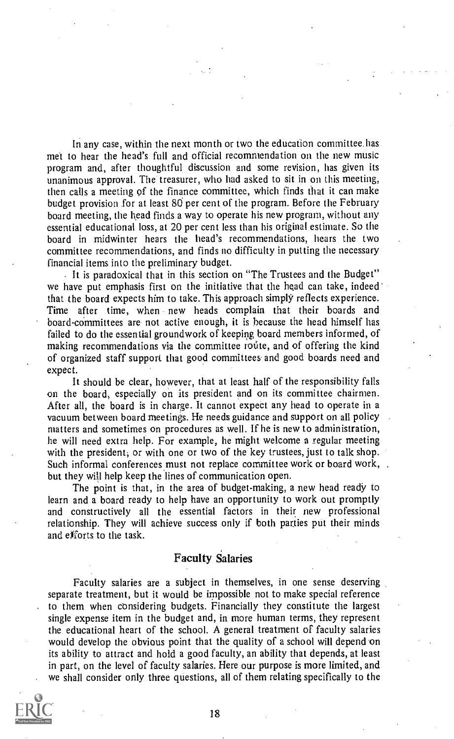In any case, within the next month or two the education committee has met to hear the head's full and official recommendation on the new music program and, after thoughtful discussion and some revision, has given its unanimous approval. The treasurer, who had asked to sit in on this meeting, then calls a meeting of the finance committee, which finds that it can make budget provision for at least 80 per cent of the program. Before the February board meeting, the head finds a way to operate his new program, without any essential educational loss, at 20 per cent less than his original estimate. So the board in midwinter hears the head's recommendations, hears the two committee recommendations, and finds no difficulty in putting the necessary financial items into the preliminary budget.

It is paradoxical that in this section on "The Trustees and the Budget" we have put emphasis first on the initiative that the head can take, indeed that the board expects him to take. This approach simply reflects experience. Time after time, when new heads complain that their boards and board-committees are not active enough, it is because the head himself has failed to do the essential groundwork of keeping board members informed, of making recommendations via the committee route, and of offering the kind of organized staff support that good committees and good boards need and expect.

It should be clear, however, that at least half of the responsibility falls on the board, especially on its president and on its committee chairmen. After all, the board is in charge. It cannot expect any head to operate in a vacuum between board meetings. He needs guidance and support on all policy matters and sometimes on procedures as well. If he is new to administration, he will need extra help. For example, he might welcome a regular meeting with the president, or with one or two of the key trustees, just to talk shop. Such informal conferences must not replace committee work or board work, but they will help keep the lines of communication open.

The point is that, in the area of budget-making, a new head ready to learn and a board ready to help have an opportunity to work out promptly and constructively all the essential factors in their new professional relationship. They will achieve success only if both parties put their minds and efforts to the task.

## Faculty Salaries

Faculty salaries are a subject in themselves, in one sense deserving separate treatment, but it would be impossible not to make special reference to them when considering budgets. Financially they constitute the largest single expense item in the budget and, in more human terms, they represent the educational heart of the school. A general treatment of faculty salaries would develop the obvious point that the quality of a school will depend on its ability to attract and hold a good faculty, an ability that depends, at least in part, on the level of faculty salaries. Here our purpose is more limited, and we shall consider only three questions, all of them relating specifically to the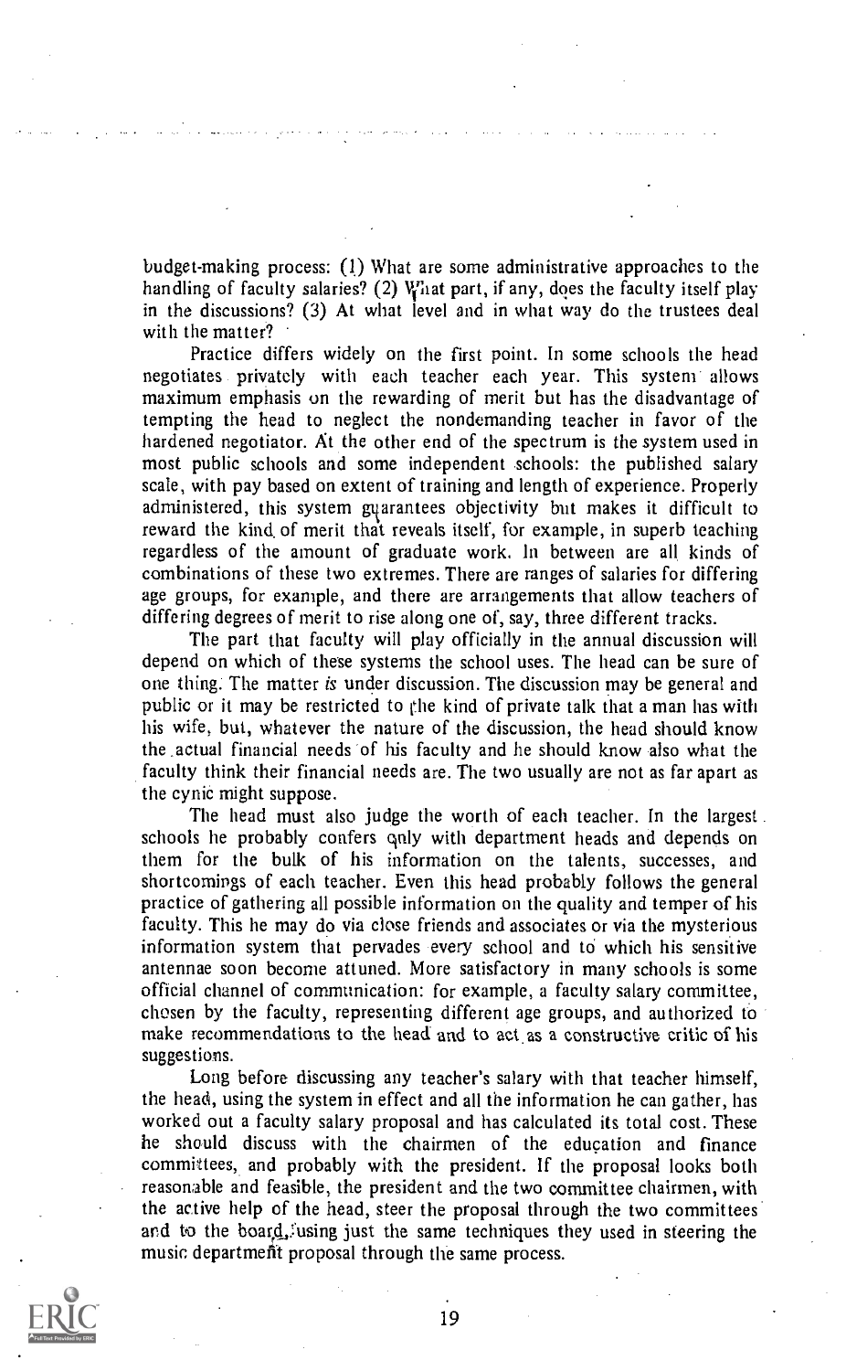budget-making process: (1) What are some administrative approaches to the handling of faculty salaries? (2) What part, if any, does the faculty itself play in the discussions? (3) At what level and in what way do the trustees deal with the matter?

Practice differs widely on the first point. In some schools the head negotiates privately with each teacher each year. This system allows maximum emphasis on the rewarding of merit but has the disadvantage of tempting the head to neglect the nondemanding teacher in favor of the hardened negotiator. At the other end of the spectrum is the system used in most public schools and some independent schools: the published salary scale, with pay based on extent of training and length of experience. Properly administered, this system guarantees objectivity but makes it difficult to reward the kind of merit that reveals itself, for example, in superb teaching regardless of the amount of graduate work. In between are all kinds of combinations of these two extremes. There are ranges of salaries for differing age groups, for example, and there are arrangements that allow teachers of differing degrees of merit to rise along one of, say, three different tracks.

The part that faculty will play officially in the annual discussion will depend on which of these systems the school uses. The head can be sure of one thing: The matter *is* under discussion. The discussion may be general and public or it may be restricted to the kind of private talk that a man has with his wife, but, whatever the nature of the discussion, the head should know the actual financial needs of his faculty and he should know also what the faculty think their financial needs are. The two usually are not as far apart as the cynic might suppose.

The head must also judge the worth of each teacher. In the largest schools he probably confers only with department heads and depends on them for the bulk of his information on the talents, successes, and shortcomings of each teacher. Even this head probably follows the general practice of gathering all possible information on the quality and temper of his faculty. This he may do via close friends and associates or via the mysterious information system that pervades every school and to which his sensitive antennae soon become attuned. More satisfactory in many schools is some official channel of communication: for example, a faculty salary committee, chosen by the faculty, representing different age groups, and authorized to make recommendations to the head and to act as a constructive critic of his suggestions.

Long before discussing any teacher's salary with that teacher himself, the head, using the system in effect and all the information he can gather, has worked out a faculty salary proposal and has calculated its total cost. These he should discuss with the chairmen of the education and finance committees, and probably with the president. If the proposal looks both reasonable and feasible, the president and the two committee chairmen, with the active help of the head, steer the proposal through the two committees and to the board, using just the same techniques they used in steering the music department proposal through the same process.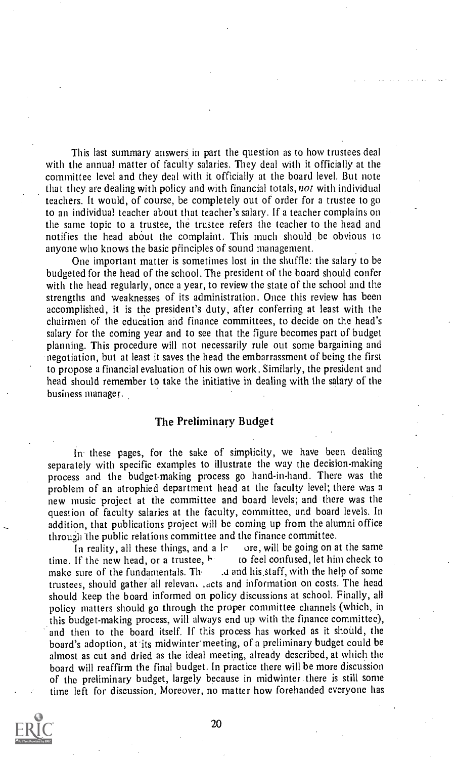This last summary answers in part the question as to how trustees deal with the annual matter of faculty salaries. They deal with it officially at the committee level and they deal with it officially at the board level. But note that they are dealing with policy and with financial totals, *not* with individual teachers. It would, of course, be completely out of order for a trustee to go to an individual teacher about that teacher's salary. If a teacher complains on the same topic to a trustee, the trustee refers the teacher to the head and notifies the head about the complaint. This much should be obvious to anyone who knows the basic principles of sound management.

One important matter is sometimes lost in the shuffle: the salary to be budgeted for the head of the school. The president of the board should confer with the head regularly, once a year, to review the state of the school and the strengths and weaknesses of its administration. Once this review has been accomplished, it is the president's duty, after conferring at least with the chairmen of the education and finance committees, to decide on the head's salary for the coming year and to see that the figure becomes part of budget planning. This procedure will not necessarily rule out some bargaining and negotiation, but at least it saves the head the embarrassment of being the first to propose a financial evaluation of his own work. Similarly, the president and head should remember to take the initiative in dealing with the salary of the business manager.

## The Preliminary Budget

In these pages, for the sake of simplicity, we have been dealing separately with specific examples to illustrate the way the decision-making process and the budget-making process go hand-in-hand. There was the problem of an atrophied department head at the faculty level; there was a new music project at the committee and board levels; and there was the question of faculty salaries at the faculty, committee, and board levels. In addition, that publications project will be coming up from the alumni office through the public relations committee and the finance committee.

In reality, all these things, and a lo ore, will be going on at the same time. If the new head, or a trustee, b to feel confused, let him check to make sure of the fundamentals. Th .d and his staff, with the help of some trustees, should gather all relevan. .acts and information on costs. The head should keep the board informed on policy discussions at school. Finally, all policy matters should go through the proper committee channels (which, in this budget-making process, will always end up with the finance committee), and then to the board itself. If this process has worked as it should, the board's adoption, at its midwinter meeting, of a preliminary budget could be almost as cut and dried as the ideal meeting, already described, at which the board will reaffirm the final budget. In practice there will be more discussion of the preliminary budget, largely because in midwinter there is still some time left for discussion. Moreover, no matter how forehanded everyone has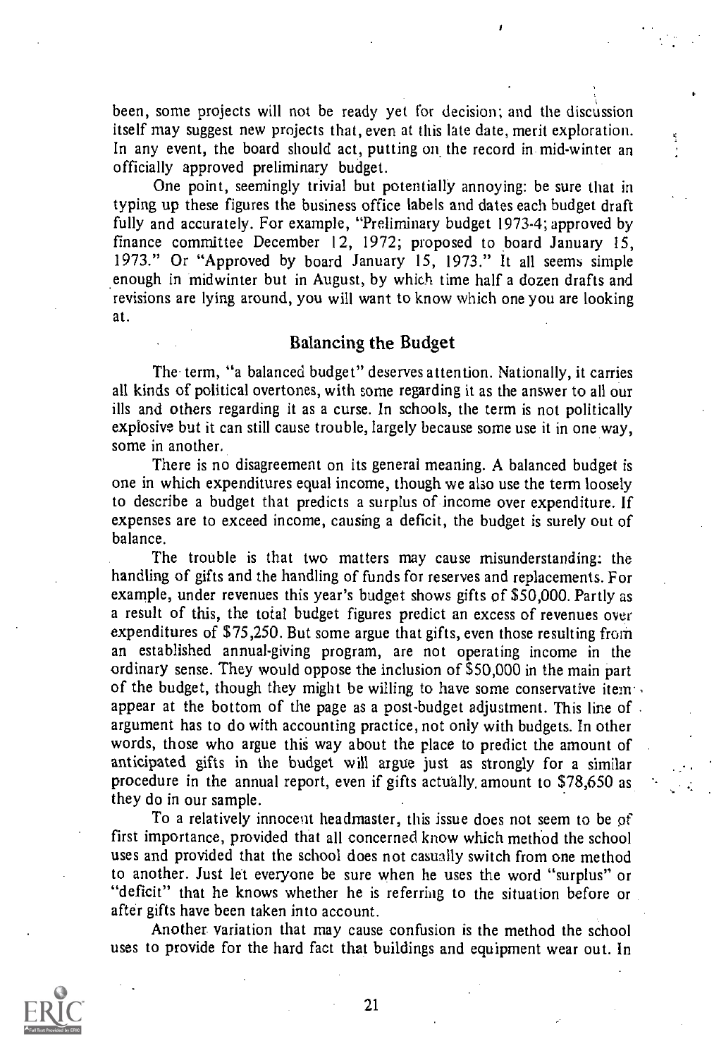been, some projects will not be ready yet for decision; and the discussion itself may suggest new projects that, even at this late date, merit exploration. In any event, the board should act, putting on the record in mid-winter an officially approved preliminary budget.

One point, seemingly trivial but potentially annoying: be sure that in typing up these figures the business office labels and dates each budget draft fully and accurately. For example, "Preliminary budget 1973-4; approved by finance committee December 12, 1972; proposed to board January 15, 1973." Or "Approved by board January 15, 1973." It all seems simple enough in midwinter but in August, by which time half a dozen drafts and revisions are lying around, you will want to know which one you are looking at.

## Balancing the Budget

The term, "a balanced budget" deserves attention. Nationally, it carries all kinds of political overtones, with some regarding it as the answer to all our ills and others regarding it as a curse. In schools, the term is not politically explosive but it can still cause trouble, largely because some use it in one way, some in another.

There is no disagreement on its general meaning. A balanced budget is one in which expenditures equal income, though we also use the term loosely to describe a budget that predicts a surplus of income over expenditure. If expenses are to exceed income, causing a deficit, the budget is surely out of balance.

The trouble is that two matters may cause misunderstanding: the handling of gifts and the handling of funds for reserves and replacements. For example, under revenues this year's budget shows gifts of $50,000. Partly as a result of this, the total budget figures predict an excess of revenues over expenditures of $75,250. But some argue that gifts, even those resulting from an established annual-giving program, are not operating income in the ordinary sense. They would oppose the inclusion of $50,000 in the main part of the budget, though they might be willing to have some conservative item appear at the bottom of the page as a post-budget adjustment. This line of argument has to do with accounting practice, not only with budgets. In other words, those who argue this way about the place to predict the amount of anticipated gifts in the budget will argue just as strongly for a similar procedure in the annual report, even if gifts actually amount to $78,650 as they do in our sample.

To a relatively innocent headmaster, this issue does not seem to be of first importance, provided that all concerned know which method the school uses and provided that the school does not casually switch from one method to another. Just let everyone be sure when he uses the word "surplus" or "deficit" that he knows whether he is referring to the situation before or after gifts have been taken into account.

Another variation that may cause confusion is the method the school uses to provide for the hard fact that buildings and equipment wear out. In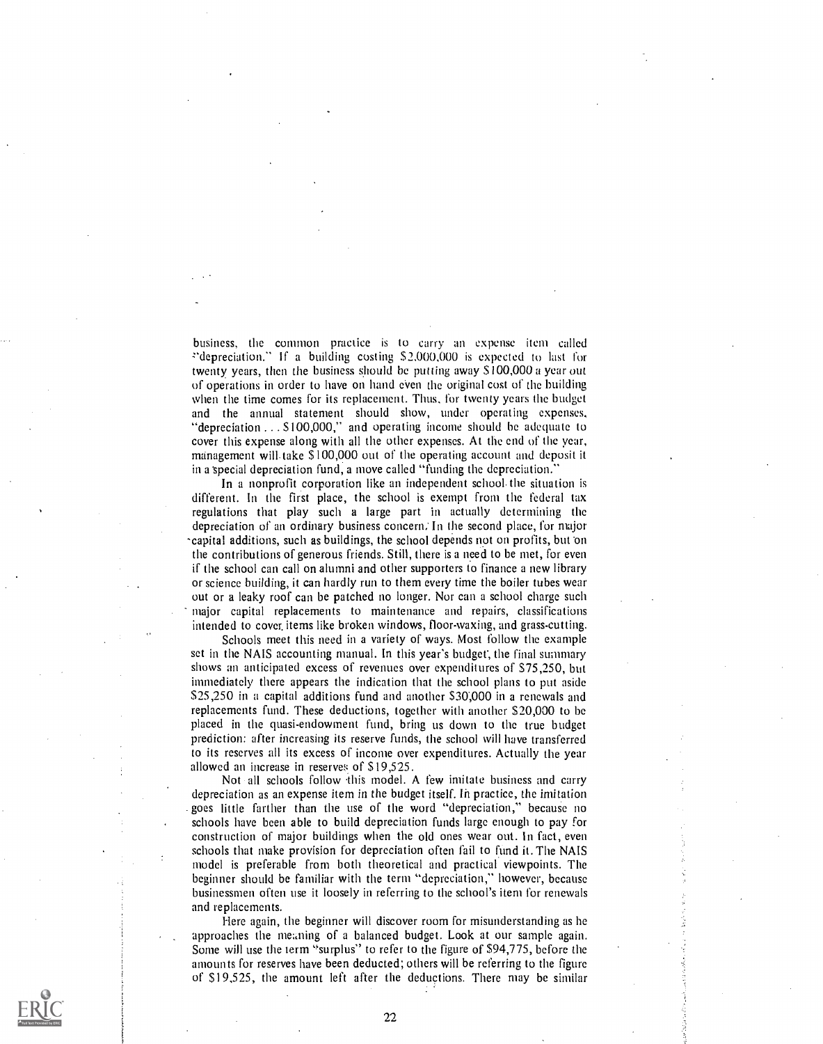business, the common practice is to carry an expense item called "depreciation." If a building costing $2,000,000 is expected to last for twenty years, then the business should be putting away $100,000 a year out of operations in order to have on hand even the original cost of the building when the time comes for its replacement. Thus, for twenty years the budget and the annual statement should show, under operating expenses, "depreciation . . . $100,000," and operating income should be adequate to cover this expense along with all the other expenses. At the end of the year, management will take $100,000 out of the operating account and deposit it in a special depreciation fund, a move called "funding the depreciation."

In a nonprofit corporation like an independent school the situation is different. In the first place, the school is exempt from the federal tax regulations that play such a large part in actually determining the depreciation of an ordinary business concern. In the second place, for major capital additions, such as buildings, the school depends not on profits, but on the contributions of generous friends. Still, there is a need to be met, for even if the school can call on alumni and other supporters to finance a new library or science building, it can hardly run to them every time the boiler tubes wear out or a leaky roof can be patched no longer. Nor can a school charge such major capital replacements to maintenance and repairs, classifications intended to cover items like broken windows, floor-waxing, and grass-cutting.

Schools meet this need in a variety of ways. Most follow the example set in the NAIS accounting manual. In this year's budget, the final summary shows an anticipated excess of revenues over expenditures of $75,250, but immediately there appears the indication that the school plans to put aside $25,250 in a capital additions fund and another $30,000 in a renewals and replacements fund. These deductions, together with another $20,000 to be placed in the quasi-endowment fund, bring us down to the true budget prediction: after increasing its reserve funds, the school will have transferred to its reserves all its excess of income over expenditures. Actually the year allowed an increase in reserves of $19,525.

Not all schools follow this model. A few imitate business and carry depreciation as an expense item in the budget itself. In practice, the imitation goes little farther than the use of the word "depreciation," because no schools have been able to build depreciation funds large enough to pay for construction of major buildings when the old ones wear out. In fact, even schools that make provision for depreciation often fail to fund it. The NAIS model is preferable from both theoretical and practical viewpoints. The beginner should be familiar with the term "depreciation," however, because businessmen often use it loosely in referring to the school's item for renewals and replacements.

Here again, the beginner will discover room for misunderstanding as he approaches the meaning of a balanced budget. Look at our sample again. Some will use the term "surplus" to refer to the figure of $94,775, before the amounts for reserves have been deducted; others will be referring to the figure of $19,525, the amount left after the deductions. There may be similar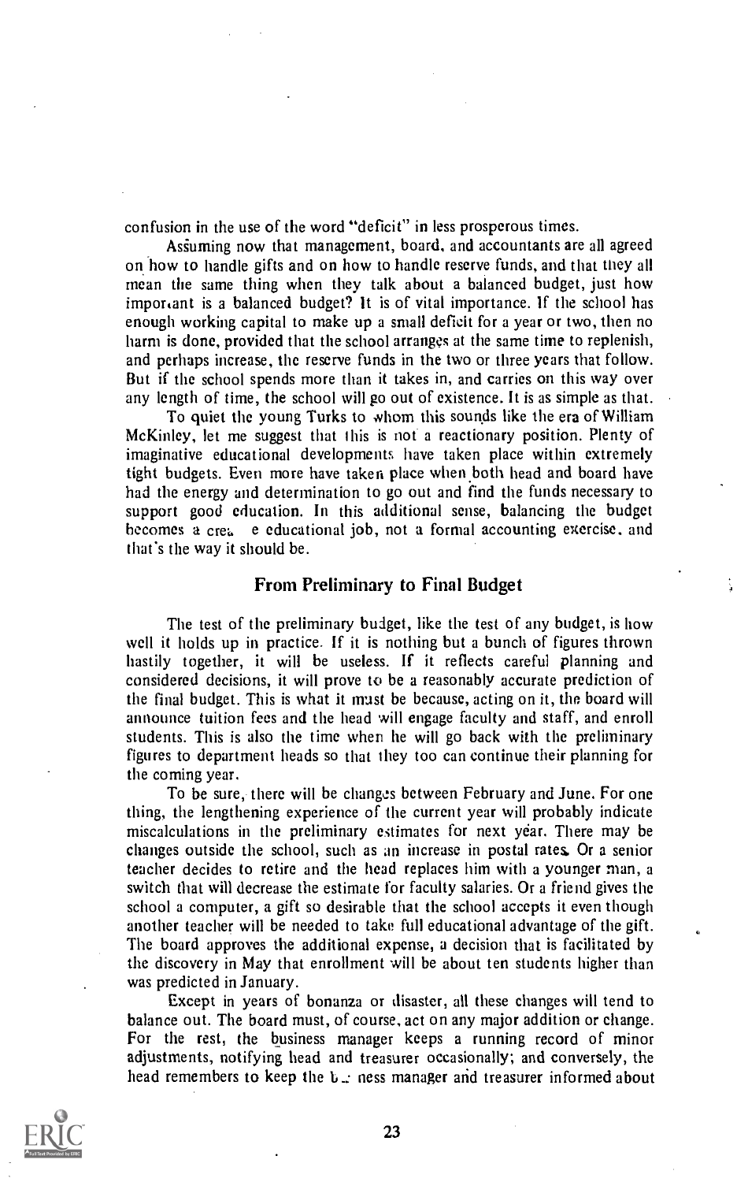confusion in the use of the word "deficit" in less prosperous times.

Assuming now that management, board, and accountants are all agreed on how to handle gifts and on how to handle reserve funds, and that they all mean the same thing when they talk about a balanced budget, just how important is a balanced budget? It is of vital importance. If the school has enough working capital to make up a small deficit for a year or two, then no harm is done, provided that the school arranges at the same time to replenish, and perhaps increase, the reserve funds in the two or three years that follow. But if the school spends more than it takes in, and carries on this way over any length of time, the school will go out of existence. It is as simple as that.

To quiet the young Turks to whom this sounds like the era of William McKinley, let me suggest that this is not a reactionary position. Plenty of imaginative educational developments have taken place within extremely tight budgets. Even more have taken place when both head and board have had the energy and determination to go out and find the funds necessary to support good education. In this additional sense, balancing the budget becomes a crea e educational job, not a formal accounting exercise, and that's the way it should be.

## From Preliminary to Final Budget

The test of the preliminary budget, like the test of any budget, is how well it holds up in practice. If it is nothing but a bunch of figures thrown hastily together, it will be useless. If it reflects careful planning and considered decisions, it will prove to be a reasonably accurate prediction of the final budget. This is what it must be because, acting on it, the board will announce tuition fees and the head will engage faculty and staff, and enroll students. This is also the time when he will go back with the preliminary figures to department heads so that they too can continue their planning for the coming year.

To be sure, there will be changes between February and June. For one thing, the lengthening experience of the current year will probably indicate miscalculations in the preliminary estimates for next year. There may be changes outside the school, such as an increase in postal rates. Or a senior teacher decides to retire and the head replaces him with a younger man, a switch that will decrease the estimate for faculty salaries. Or a friend gives the school a computer, a gift so desirable that the school accepts it even though another teacher will be needed to take full educational advantage of the gift. The board approves the additional expense, a decision that is facilitated by the discovery in May that enrollment will be about ten students higher than was predicted in January.

Except in years of bonanza or disaster, all these changes will tend to balance out. The board must, of course, act on any major addition or change. For the rest, the business manager keeps a running record of minor adjustments, notifying head and treasurer occasionally; and conversely, the head remembers to keep the b ness manager and treasurer informed about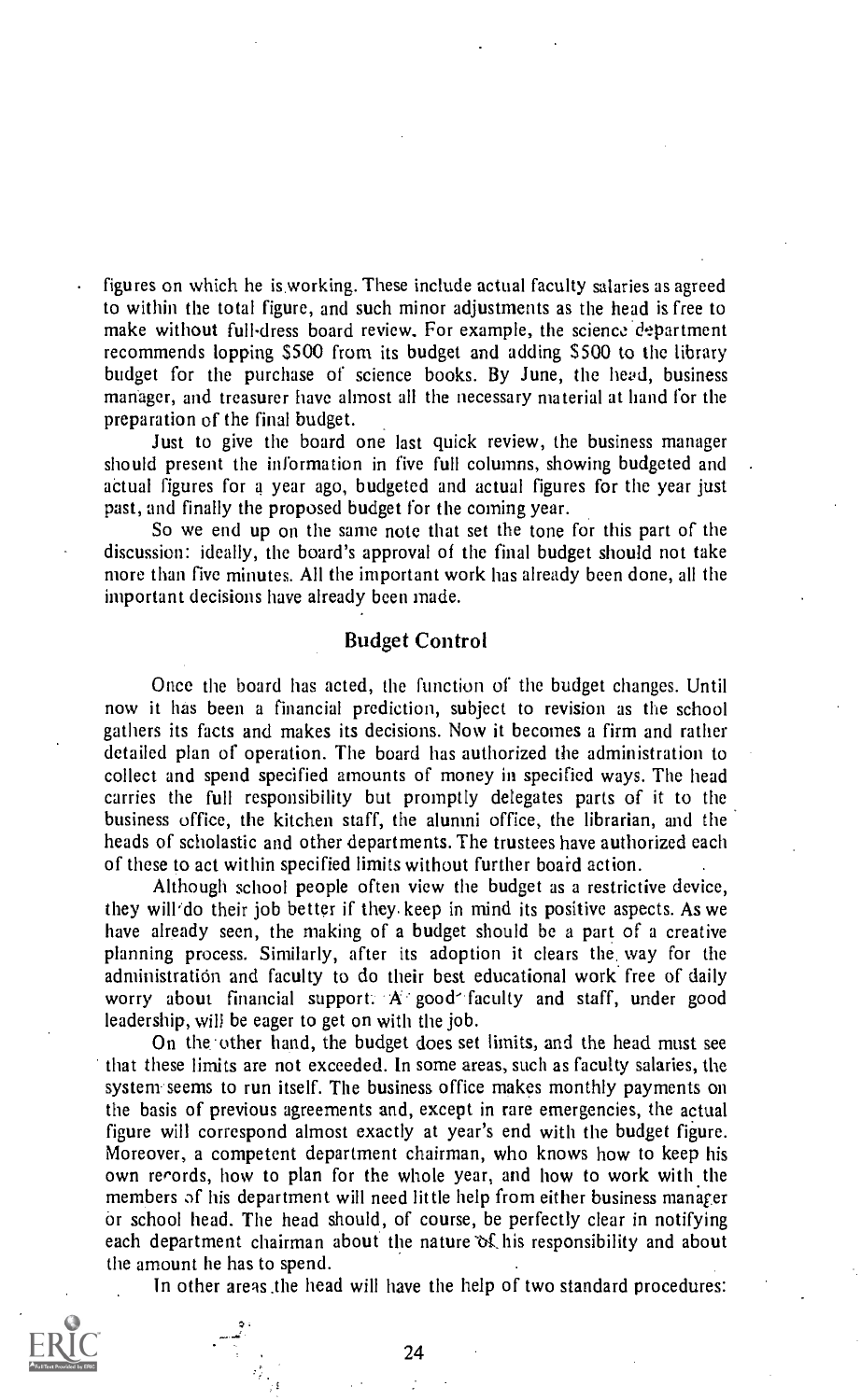figures on which he is working. These include actual faculty salaries as agreed to within the total figure, and such minor adjustments as the head is free to make without full-dress board review. For example, the science department recommends lopping $500 from its budget and adding $500 to the library budget for the purchase of science books. By June, the head, business manager, and treasurer have almost all the necessary material at hand for the preparation of the final budget.

Just to give the board one last quick review, the business manager should present the information in five full columns, showing budgeted and actual figures for a year ago, budgeted and actual figures for the year just past, and finally the proposed budget for the coming year.

So we end up on the same note that set the tone for this part of the discussion: ideally, the board's approval of the final budget should not take more than five minutes. All the important work has already been done, all the important decisions have already been made.

## Budget Control

Once the board has acted, the function of the budget changes. Until now it has been a financial prediction, subject to revision as the school gathers its facts and makes its decisions. Now it becomes a firm and rather detailed plan of operation. The board has authorized the administration to collect and spend specified amounts of money in specified ways. The head carries the full responsibility but promptly delegates parts of it to the business office, the kitchen staff, the alumni office, the librarian, and the heads of scholastic and other departments. The trustees have authorized each of these to act within specified limits without further board action.

Although school people often view the budget as a restrictive device, they will do their job better if they keep in mind its positive aspects. As we have already seen, the making of a budget should be a part of a creative planning process. Similarly, after its adoption it clears the way for the administration and faculty to do their best educational work free of daily worry about financial support. A good faculty and staff, under good leadership, will be eager to get on with the job.

On the other hand, the budget does set limits, and the head must see that these limits are not exceeded. In some areas, such as faculty salaries, the system seems to run itself. The business office makes monthly payments on the basis of previous agreements and, except in rare emergencies, the actual figure will correspond almost exactly at year's end with the budget figure. Moreover, a competent department chairman, who knows how to keep his own records, how to plan for the whole year, and how to work with the members of his department will need little help from either business manager or school head. The head should, of course, be perfectly clear in notifying each department chairman about the nature of his responsibility and about the amount he has to spend.

In other areas the head will have the help of two standard procedures: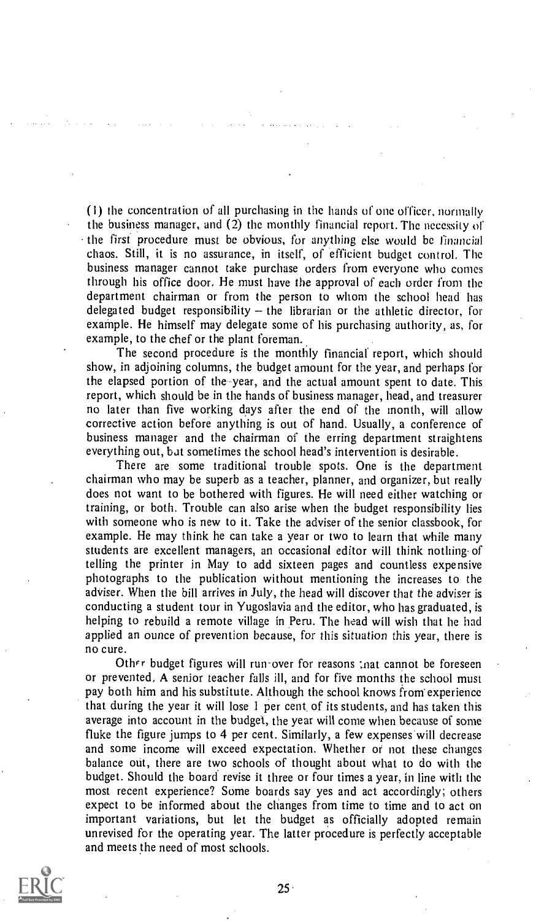(1) the concentration of all purchasing in the hands of one officer, normally the business manager, and (2) the monthly financial report. The necessity of the first procedure must be obvious, for anything else would be financial chaos. Still, it is no assurance, in itself, of efficient budget control. The business manager cannot take purchase orders from everyone who comes through his office door. He must have the approval of each order from the department chairman or from the person to whom the school head has delegated budget responsibility – the librarian or the athletic director, for example. He himself may delegate some of his purchasing authority, as, for example, to the chef or the plant foreman.

The second procedure is the monthly financial report, which should show, in adjoining columns, the budget amount for the year, and perhaps for the elapsed portion of the year, and the actual amount spent to date. This report, which should be in the hands of business manager, head, and treasurer no later than five working days after the end of the month, will allow corrective action before anything is out of hand. Usually, a conference of business manager and the chairman of the erring department straightens everything out, but sometimes the school head's intervention is desirable.

There are some traditional trouble spots. One is the department chairman who may be superb as a teacher, planner, and organizer, but really does not want to be bothered with figures. He will need either watching or training, or both. Trouble can also arise when the budget responsibility lies with someone who is new to it. Take the adviser of the senior classbook, for example. He may think he can take a year or two to learn that while many students are excellent managers, an occasional editor will think nothing of telling the printer in May to add sixteen pages and countless expensive photographs to the publication without mentioning the increases to the adviser. When the bill arrives in July, the head will discover that the adviser is conducting a student tour in Yugoslavia and the editor, who has graduated, is helping to rebuild a remote village in Peru. The head will wish that he had applied an ounce of prevention because, for this situation this year, there is no cure.

Other budget figures will run-over for reasons that cannot be foreseen or prevented. A senior teacher falls ill, and for five months the school must pay both him and his substitute. Although the school knows from experience that during the year it will lose 1 per cent of its students, and has taken this average into account in the budget, the year will come when because of some fluke the figure jumps to 4 per cent. Similarly, a few expenses will decrease and some income will exceed expectation. Whether or not these changes balance out, there are two schools of thought about what to do with the budget. Should the board revise it three or four times a year, in line with the most recent experience? Some boards say yes and act accordingly; others expect to be informed about the changes from time to time and to act on important variations, but let the budget as officially adopted remain unrevised for the operating year. The latter procedure is perfectly acceptable and meets the need of most schools.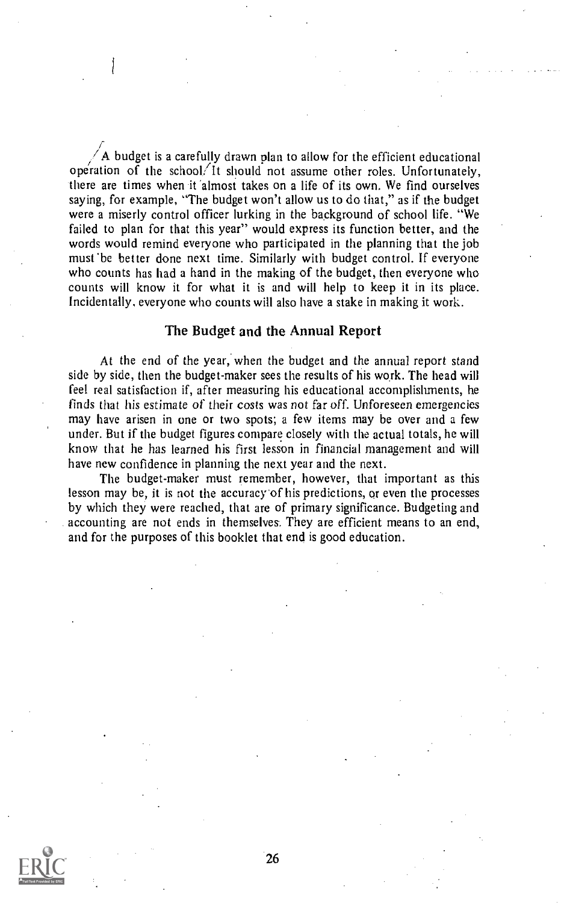A budget is a carefully drawn plan to allow for the efficient educational operation of the school. It should not assume other roles. Unfortunately, there are times when it almost takes on a life of its own. We find ourselves saying, for example, "The budget won't allow us to do that," as if the budget were a miserly control officer lurking in the background of school life. "We failed to plan for that this year" would express its function better, and the words would remind everyone who participated in the planning that the job must be better done next time. Similarly with budget control. If everyone who counts has had a hand in the making of the budget, then everyone who counts will know it for what it is and will help to keep it in its place. Incidentally, everyone who counts will also have a stake in making it work.

## The Budget and the Annual Report

At the end of the year, when the budget and the annual report stand side by side, then the budget-maker sees the results of his work. The head will feel real satisfaction if, after measuring his educational accomplishments, he finds that his estimate of their costs was not far off. Unforeseen emergencies may have arisen in one or two spots; a few items may be over and a few under. But if the budget figures compare closely with the actual totals, he will know that he has learned his first lesson in financial management and will have new confidence in planning the next year and the next.

The budget-maker must remember, however, that important as this lesson may be, it is not the accuracy of his predictions, or even the processes by which they were reached, that are of primary significance. Budgeting and accounting are not ends in themselves. They are efficient means to an end, and for the purposes of this booklet that end is good education.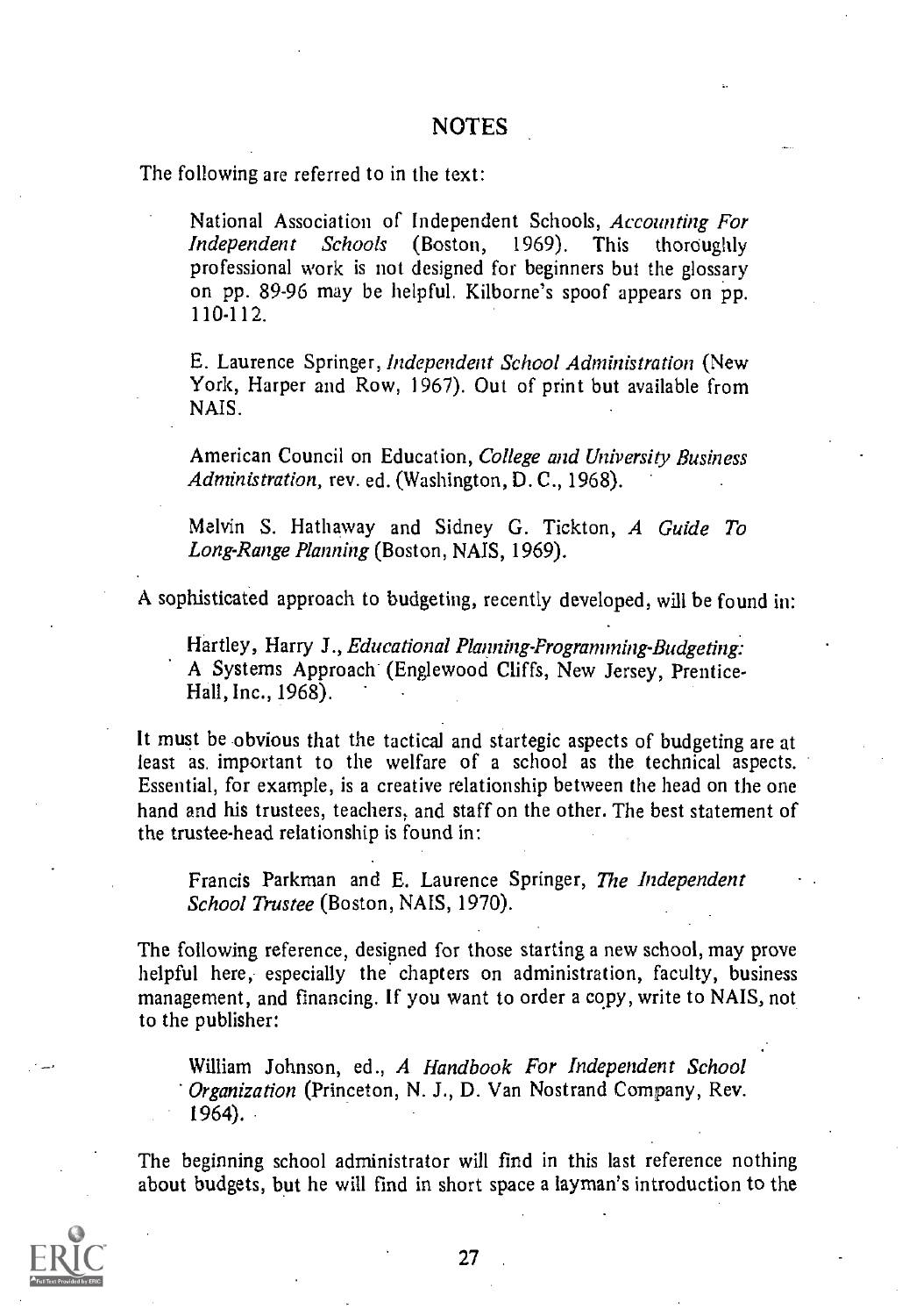## NOTES

The following are referred to in the text:

> National Association of Independent Schools, *Accounting For Independent Schools* (Boston, 1969). This thoroughly professional work is not designed for beginners but the glossary on pp. 89-96 may be helpful. Kilborne's spoof appears on pp. 110-112.
>
> E. Laurence Springer, *Independent School Administration* (New York, Harper and Row, 1967). Out of print but available from NAIS.
>
> American Council on Education, *College and University Business Administration*, rev. ed. (Washington, D. C., 1968).
>
> Melvin S. Hathaway and Sidney G. Tickton, *A Guide To Long-Range Planning* (Boston, NAIS, 1969).

A sophisticated approach to budgeting, recently developed, will be found in:

> Hartley, Harry J., *Educational Planning-Programming-Budgeting: A Systems Approach* (Englewood Cliffs, New Jersey, Prentice-Hall, Inc., 1968).

It must be obvious that the tactical and startegic aspects of budgeting are at least as important to the welfare of a school as the technical aspects. Essential, for example, is a creative relationship between the head on the one hand and his trustees, teachers, and staff on the other. The best statement of the trustee-head relationship is found in:

> Francis Parkman and E. Laurence Springer, *The Independent School Trustee* (Boston, NAIS, 1970).

The following reference, designed for those starting a new school, may prove helpful here, especially the chapters on administration, faculty, business management, and financing. If you want to order a copy, write to NAIS, not to the publisher:

> William Johnson, ed., *A Handbook For Independent School Organization* (Princeton, N. J., D. Van Nostrand Company, Rev. 1964).

The beginning school administrator will find in this last reference nothing about budgets, but he will find in short space a layman's introduction to the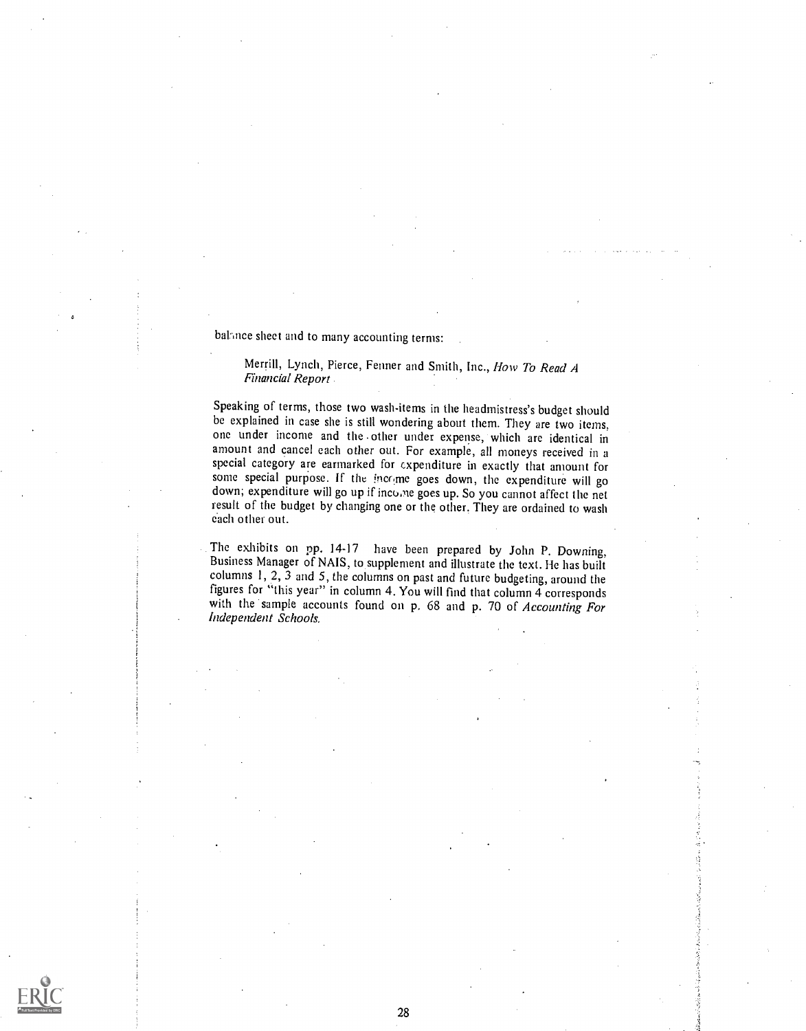balance sheet and to many accounting terms:

> Merrill, Lynch, Pierce, Fenner and Smith, Inc., *How To Read A Financial Report*

Speaking of terms, those two wash-items in the headmistress's budget should be explained in case she is still wondering about them. They are two items, one under income and the other under expense, which are identical in amount and cancel each other out. For example, all moneys received in a special category are earmarked for expenditure in exactly that amount for some special purpose. If the income goes down, the expenditure will go down; expenditure will go up if income goes up. So you cannot affect the net result of the budget by changing one or the other. They are ordained to wash each other out.

The exhibits on pp. 14-17 have been prepared by John P. Downing, Business Manager of NAIS, to supplement and illustrate the text. He has built columns 1, 2, 3 and 5, the columns on past and future budgeting, around the figures for "this year" in column 4. You will find that column 4 corresponds with the sample accounts found on p. 68 and p. 70 of *Accounting For Independent Schools*.